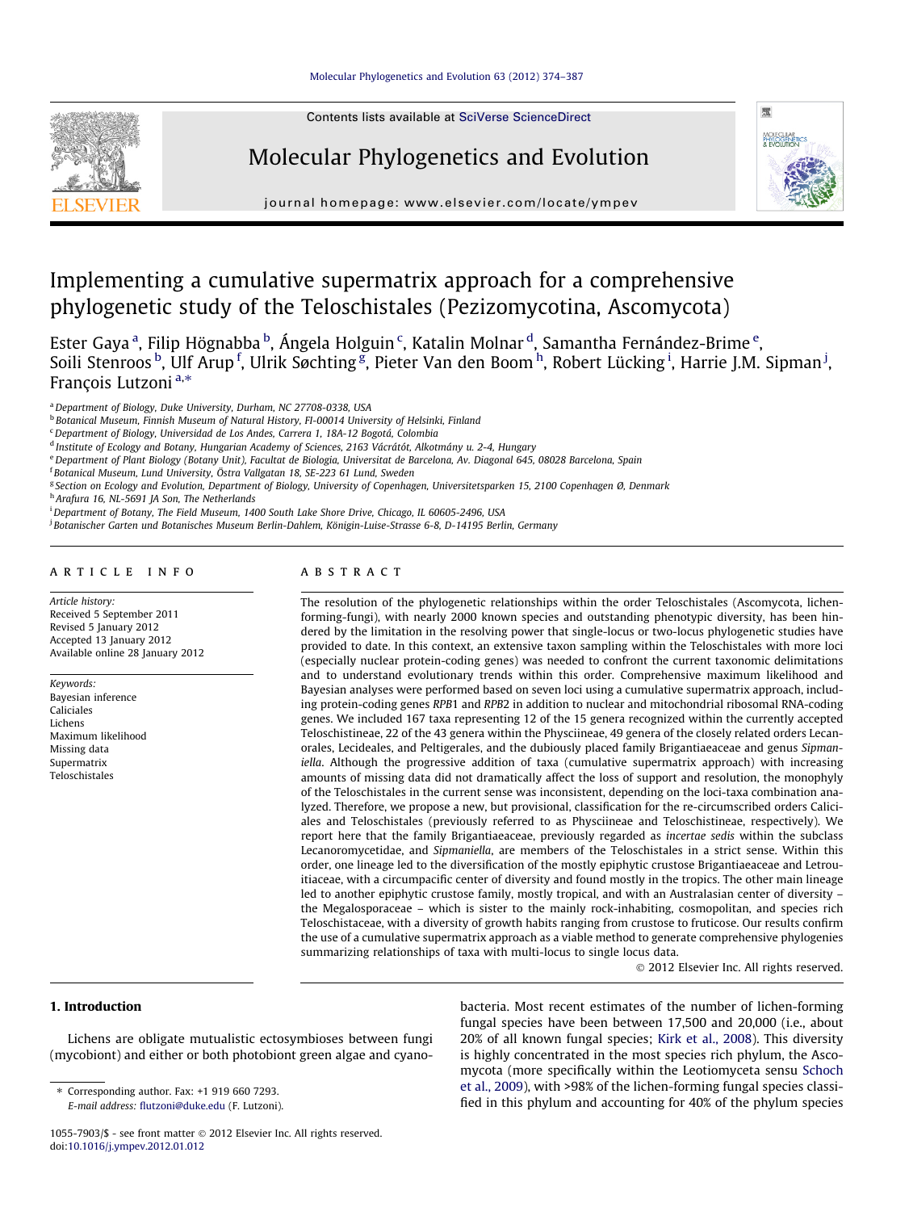# Implementing a cumulative supermatrix approach for a comprehensive phylogenetic study of the Teloschistales (Pezizomycotina, Ascomycota)

Ester Gaya [a], Filip Högnabba [b], Ángela Holguin [c], Katalin Molnar [d], Samantha Fernández-Brime [e], Soili Stenroos [b], Ulf Arup [f], Ulrik Søchting [g], Pieter Van den Boom [h], Robert Lücking [i], Harrie J.M. Sipman [j], François Lutzoni [a,*]

[a] Department of Biology, Duke University, Durham, NC 27708-0338, USA
[b] Botanical Museum, Finnish Museum of Natural History, FI-00014 University of Helsinki, Finland
[c] Department of Biology, Universidad de Los Andes, Carrera 1, 18A-12 Bogotá, Colombia
[d] Institute of Ecology and Botany, Hungarian Academy of Sciences, 2163 Vácrátót, Alkotmány u. 2-4, Hungary
[e] Department of Plant Biology (Botany Unit), Facultat de Biologia, Universitat de Barcelona, Av. Diagonal 645, 08028 Barcelona, Spain
[f] Botanical Museum, Lund University, Östra Vallgatan 18, SE-223 61 Lund, Sweden
[g] Section on Ecology and Evolution, Department of Biology, University of Copenhagen, Universitetsparken 15, 2100 Copenhagen Ø, Denmark
[h] Arafura 16, NL-5691 JA Son, The Netherlands
[i] Department of Botany, The Field Museum, 1400 South Lake Shore Drive, Chicago, IL 60605-2496, USA
[j] Botanischer Garten und Botanisches Museum Berlin-Dahlem, Königin-Luise-Strasse 6-8, D-14195 Berlin, Germany

## ARTICLE INFO

*Article history:*
Received 5 September 2011
Revised 5 January 2012
Accepted 13 January 2012
Available online 28 January 2012

*Keywords:*
Bayesian inference
Caliciales
Lichens
Maximum likelihood
Missing data
Supermatrix
Teloschistales

## ABSTRACT

The resolution of the phylogenetic relationships within the order Teloschistales (Ascomycota, lichen-forming-fungi), with nearly 2000 known species and outstanding phenotypic diversity, has been hindered by the limitation in the resolving power that single-locus or two-locus phylogenetic studies have provided to date. In this context, an extensive taxon sampling within the Teloschistales with more loci (especially nuclear protein-coding genes) was needed to confront the current taxonomic delimitations and to understand evolutionary trends within this order. Comprehensive maximum likelihood and Bayesian analyses were performed based on seven loci using a cumulative supermatrix approach, including protein-coding genes *RPB*1 and *RPB*2 in addition to nuclear and mitochondrial ribosomal RNA-coding genes. We included 167 taxa representing 12 of the 15 genera recognized within the currently accepted Teloschistineae, 22 of the 43 genera within the Physciineae, 49 genera of the closely related orders Lecanorales, Lecideales, and Peltigerales, and the dubiously placed family Brigantiaeaceae and genus *Sipmaniella*. Although the progressive addition of taxa (cumulative supermatrix approach) with increasing amounts of missing data did not dramatically affect the loss of support and resolution, the monophyly of the Teloschistales in the current sense was inconsistent, depending on the loci-taxa combination analyzed. Therefore, we propose a new, but provisional, classification for the re-circumscribed orders Caliciales and Teloschistales (previously referred to as Physciineae and Teloschistineae, respectively). We report here that the family Brigantiaeaceae, previously regarded as *incertae sedis* within the subclass Lecanoromycetidae, and *Sipmaniella*, are members of the Teloschistales in a strict sense. Within this order, one lineage led to the diversification of the mostly epiphytic crustose Brigantiaeaceae and Letrouitiaceae, with a circumpacific center of diversity and found mostly in the tropics. The other main lineage led to another epiphytic crustose family, mostly tropical, and with an Australasian center of diversity – the Megalosporaceae – which is sister to the mainly rock-inhabiting, cosmopolitan, and species rich Teloschistaceae, with a diversity of growth habits ranging from crustose to fruticose. Our results confirm the use of a cumulative supermatrix approach as a viable method to generate comprehensive phylogenies summarizing relationships of taxa with multi-locus to single locus data.

© 2012 Elsevier Inc. All rights reserved.

## 1. Introduction

Lichens are obligate mutualistic ectosymbioses between fungi (mycobiont) and either or both photobiont green algae and cyanobacteria. Most recent estimates of the number of lichen-forming fungal species have been between 17,500 and 20,000 (i.e., about 20% of all known fungal species; Kirk et al., 2008). This diversity is highly concentrated in the most species rich phylum, the Ascomycota (more specifically within the Leotiomyceta sensu Schoch et al., 2009), with >98% of the lichen-forming fungal species classified in this phylum and accounting for 40% of the phylum species

* Corresponding author. Fax: +1 919 660 7293.
E-mail address: flutzoni@duke.edu (F. Lutzoni).

1055-7903/$ - see front matter © 2012 Elsevier Inc. All rights reserved.
doi:10.1016/j.ympev.2012.01.012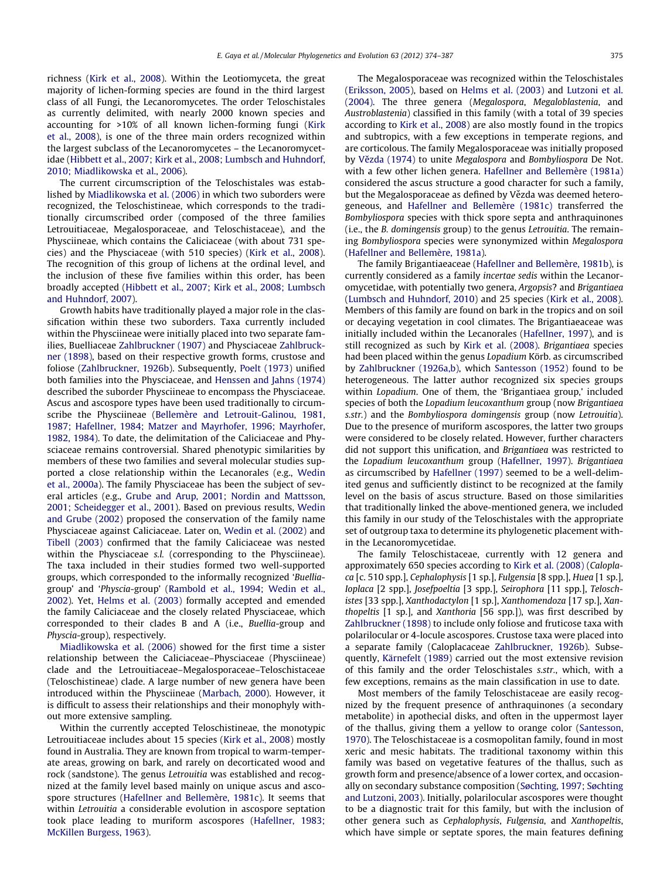richness (Kirk et al., 2008). Within the Leotiomyceta, the great majority of lichen-forming species are found in the third largest class of all Fungi, the Lecanoromycetes. The order Teloschistales as currently delimited, with nearly 2000 known species and accounting for >10% of all known lichen-forming fungi (Kirk et al., 2008), is one of the three main orders recognized within the largest subclass of the Lecanoromycetes – the Lecanoromycetidae (Hibbett et al., 2007; Kirk et al., 2008; Lumbsch and Huhndorf, 2010; Miadlikowska et al., 2006).

The current circumscription of the Teloschistales was established by Miadlikowska et al. (2006) in which two suborders were recognized, the Teloschistineae, which corresponds to the traditionally circumscribed order (composed of the three families Letrouitiaceae, Megalosporaceae, and Teloschistaceae), and the Physciineae, which contains the Caliciaceae (with about 731 species) and the Physciaceae (with 510 species) (Kirk et al., 2008). The recognition of this group of lichens at the ordinal level, and the inclusion of these five families within this order, has been broadly accepted (Hibbett et al., 2007; Kirk et al., 2008; Lumbsch and Huhndorf, 2007).

Growth habits have traditionally played a major role in the classification within these two suborders. Taxa currently included within the Physciineae were initially placed into two separate families, Buelliaceae Zahlbruckner (1907) and Physciaceae Zahlbruckner (1898), based on their respective growth forms, crustose and foliose (Zahlbruckner, 1926b). Subsequently, Poelt (1973) unified both families into the Physciaceae, and Henssen and Jahns (1974) described the suborder Physciineae to encompass the Physciaceae. Ascus and ascospore types have been used traditionally to circumscribe the Physciineae (Bellemère and Letrouit-Galinou, 1981, 1987; Hafellner, 1984; Matzer and Mayrhofer, 1996; Mayrhofer, 1982, 1984). To date, the delimitation of the Caliciaceae and Physciaceae remains controversial. Shared phenotypic similarities by members of these two families and several molecular studies supported a close relationship within the Lecanorales (e.g., Wedin et al., 2000a). The family Physciaceae has been the subject of several articles (e.g., Grube and Arup, 2001; Nordin and Mattsson, 2001; Scheidegger et al., 2001). Based on previous results, Wedin and Grube (2002) proposed the conservation of the family name Physciaceae against Caliciaceae. Later on, Wedin et al. (2002) and Tibell (2003) confirmed that the family Caliciaceae was nested within the Physciaceae *s.l.* (corresponding to the Physciineae). The taxa included in their studies formed two well-supported groups, which corresponded to the informally recognized '*Buellia*-group' and '*Physcia*-group' (Rambold et al., 1994; Wedin et al., 2002). Yet, Helms et al. (2003) formally accepted and emended the family Caliciaceae and the closely related Physciaceae, which corresponded to their clades B and A (i.e., *Buellia*-group and *Physcia*-group), respectively.

Miadlikowska et al. (2006) showed for the first time a sister relationship between the Caliciaceae–Physciaceae (Physciineae) clade and the Letrouitiaceae–Megalosporaceae–Teloschistaceae (Teloschistineae) clade. A large number of new genera have been introduced within the Physciineae (Marbach, 2000). However, it is difficult to assess their relationships and their monophyly without more extensive sampling.

Within the currently accepted Teloschistineae, the monotypic Letrouitiaceae includes about 15 species (Kirk et al., 2008) mostly found in Australia. They are known from tropical to warm-temperate areas, growing on bark, and rarely on decorticated wood and rock (sandstone). The genus *Letrouitia* was established and recognized at the family level based mainly on unique ascus and ascospore structures (Hafellner and Bellemère, 1981c). It seems that within *Letrouitia* a considerable evolution in ascospore septation took place leading to muriform ascospores (Hafellner, 1983; McKillen Burgess, 1963).

The Megalosporaceae was recognized within the Teloschistales (Eriksson, 2005), based on Helms et al. (2003) and Lutzoni et al. (2004). The three genera (*Megalospora*, *Megaloblastenia*, and *Austroblastenia*) classified in this family (with a total of 39 species according to Kirk et al., 2008) are also mostly found in the tropics and subtropics, with a few exceptions in temperate regions, and are corticolous. The family Megalosporaceae was initially proposed by Vězda (1974) to unite *Megalospora* and *Bombyliospora* De Not. with a few other lichen genera. Hafellner and Bellemère (1981a) considered the ascus structure a good character for such a family, but the Megalosporaceae as defined by Vězda was deemed heterogeneous, and Hafellner and Bellemère (1981c) transferred the *Bombyliospora* species with thick spore septa and anthraquinones (i.e., the *B. domingensis* group) to the genus *Letrouitia*. The remaining *Bombyliospora* species were synonymized within *Megalospora* (Hafellner and Bellemère, 1981a).

The family Brigantiaeaceae (Hafellner and Bellemère, 1981b), is currently considered as a family *incertae sedis* within the Lecanoromycetidae, with potentially two genera, *Argopsis*? and *Brigantiaea* (Lumbsch and Huhndorf, 2010) and 25 species (Kirk et al., 2008). Members of this family are found on bark in the tropics and on soil or decaying vegetation in cool climates. The Brigantiaeaceae was initially included within the Lecanorales (Hafellner, 1997), and is still recognized as such by Kirk et al. (2008). *Brigantiaea* species had been placed within the genus *Lopadium* Körb. as circumscribed by Zahlbruckner (1926a,b), which Santesson (1952) found to be heterogeneous. The latter author recognized six species groups within *Lopadium*. One of them, the '*Brigantiaea* group,' included species of both the *Lopadium leucoxanthum* group (now *Brigantiaea s.str.*) and the *Bombyliospora domingensis* group (now *Letrouitia*). Due to the presence of muriform ascospores, the latter two groups were considered to be closely related. However, further characters did not support this unification, and *Brigantiaea* was restricted to the *Lopadium leucoxanthum* group (Hafellner, 1997). *Brigantiaea* as circumscribed by Hafellner (1997) seemed to be a well-delimited genus and sufficiently distinct to be recognized at the family level on the basis of ascus structure. Based on those similarities that traditionally linked the above-mentioned genera, we included this family in our study of the Teloschistales with the appropriate set of outgroup taxa to determine its phylogenetic placement within the Lecanoromycetidae.

The family Teloschistaceae, currently with 12 genera and approximately 650 species according to Kirk et al. (2008) (*Caloplaca* [c. 510 spp.], *Cephalophysis* [1 sp.], *Fulgensia* [8 spp.], *Huea* [1 sp.], *Ioplaca* [2 spp.], *Josefpoeltia* [3 spp.], *Seirophora* [11 spp.], *Teloschistes* [33 spp.], *Xanthodactylon* [1 sp.], *Xanthomendoza* [17 sp.], *Xanthopeltis* [1 sp.], and *Xanthoria* [56 spp.]), was first described by Zahlbruckner (1898) to include only foliose and fruticose taxa with polarilocular or 4-locule ascospores. Crustose taxa were placed into a separate family (Caloplacaceae Zahlbruckner, 1926b). Subsequently, Kärnefelt (1989) carried out the most extensive revision of this family and the order Teloschistales *s.str.*, which, with a few exceptions, remains as the main classification in use to date.

Most members of the family Teloschistaceae are easily recognized by the frequent presence of anthraquinones (a secondary metabolite) in apothecial disks, and often in the uppermost layer of the thallus, giving them a yellow to orange color (Santesson, 1970). The Teloschistaceae is a cosmopolitan family, found in most xeric and mesic habitats. The traditional taxonomy within this family was based on vegetative features of the thallus, such as growth form and presence/absence of a lower cortex, and occasionally on secondary substance composition (Søchting, 1997; Søchting and Lutzoni, 2003). Initially, polarilocular ascospores were thought to be a diagnostic trait for this family, but with the inclusion of other genera such as *Cephalophysis*, *Fulgensia*, and *Xanthopeltis*, which have simple or septate spores, the main features defining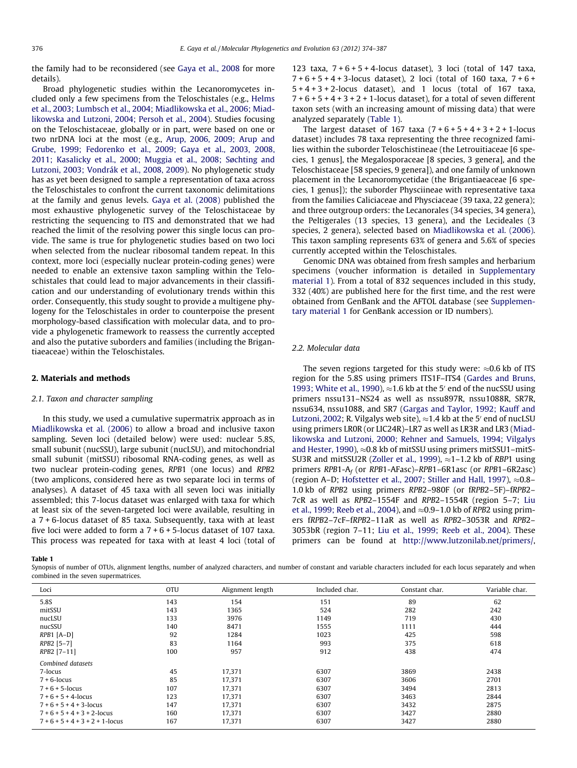the family had to be reconsidered (see Gaya et al., 2008 for more details).

Broad phylogenetic studies within the Lecanoromycetes included only a few specimens from the Teloschistales (e.g., Helms et al., 2003; Lumbsch et al., 2004; Miadlikowska et al., 2006; Miadlikowska and Lutzoni, 2004; Persoh et al., 2004). Studies focusing on the Teloschistaceae, globally or in part, were based on one or two nrDNA loci at the most (e.g., Arup, 2006, 2009; Arup and Grube, 1999; Fedorenko et al., 2009; Gaya et al., 2003, 2008, 2011; Kasalicky et al., 2000; Muggia et al., 2008; Søchting and Lutzoni, 2003; Vondrák et al., 2008, 2009). No phylogenetic study has as yet been designed to sample a representation of taxa across the Teloschistales to confront the current taxonomic delimitations at the family and genus levels. Gaya et al. (2008) published the most exhaustive phylogenetic survey of the Teloschistaceae by restricting the sequencing to ITS and demonstrated that we had reached the limit of the resolving power this single locus can provide. The same is true for phylogenetic studies based on two loci when selected from the nuclear ribosomal tandem repeat. In this context, more loci (especially nuclear protein-coding genes) were needed to enable an extensive taxon sampling within the Teloschistales that could lead to major advancements in their classification and our understanding of evolutionary trends within this order. Consequently, this study sought to provide a multigene phylogeny for the Teloschistales in order to counterpoise the present morphology-based classification with molecular data, and to provide a phylogenetic framework to reassess the currently accepted and also the putative suborders and families (including the Brigantiaeaceae) within the Teloschistales.

## 2. Materials and methods

### 2.1. Taxon and character sampling

In this study, we used a cumulative supermatrix approach as in Miadlikowska et al. (2006) to allow a broad and inclusive taxon sampling. Seven loci (detailed below) were used: nuclear 5.8S, small subunit (nucSSU), large subunit (nucLSU), and mitochondrial small subunit (mitSSU) ribosomal RNA-coding genes, as well as two nuclear protein-coding genes, *RPB*1 (one locus) and *RPB*2 (two amplicons, considered here as two separate loci in terms of analyses). A dataset of 45 taxa with all seven loci was initially assembled; this 7-locus dataset was enlarged with taxa for which at least six of the seven-targeted loci were available, resulting in a 7 + 6-locus dataset of 85 taxa. Subsequently, taxa with at least five loci were added to form a 7 + 6 + 5-locus dataset of 107 taxa. This process was repeated for taxa with at least 4 loci (total of 123 taxa, 7 + 6 + 5 + 4-locus dataset), 3 loci (total of 147 taxa, 7 + 6 + 5 + 4 + 3-locus dataset), 2 loci (total of 160 taxa, 7 + 6 + 5 + 4 + 3 + 2-locus dataset), and 1 locus (total of 167 taxa, 7 + 6 + 5 + 4 + 3 + 2 + 1-locus dataset), for a total of seven different taxon sets (with an increasing amount of missing data) that were analyzed separately (Table 1).

The largest dataset of 167 taxa (7 + 6 + 5 + 4 + 3 + 2 + 1-locus dataset) includes 78 taxa representing the three recognized families within the suborder Teloschistineae (the Letrouitiaceae [6 species, 1 genus], the Megalosporaceae [8 species, 3 genera], and the Teloschistaceae [58 species, 9 genera]), and one family of unknown placement in the Lecanoromycetidae (the Brigantiaeaceae [6 species, 1 genus]); the suborder Physciineae with representative taxa from the families Caliciaceae and Physciaceae (39 taxa, 22 genera); and three outgroup orders: the Lecanorales (34 species, 34 genera), the Peltigerales (13 species, 13 genera), and the Lecideales (3 species, 2 genera), selected based on Miadlikowska et al. (2006). This taxon sampling represents 63% of genera and 5.6% of species currently accepted within the Teloschistales.

Genomic DNA was obtained from fresh samples and herbarium specimens (voucher information is detailed in Supplementary material 1). From a total of 832 sequences included in this study, 332 (40%) are published here for the first time, and the rest were obtained from GenBank and the AFTOL database (see Supplementary material 1 for GenBank accession or ID numbers).

### 2.2. Molecular data

The seven regions targeted for this study were: ≈0.6 kb of ITS region for the 5.8S using primers ITS1F–ITS4 (Gardes and Bruns, 1993; White et al., 1990), ≈1.6 kb at the 5′ end of the nucSSU using primers nssu131–NS24 as well as nssu897R, nssu1088R, SR7R, nssu634, nssu1088, and SR7 (Gargas and Taylor, 1992; Kauff and Lutzoni, 2002; R. Vilgalys web site), ≈1.4 kb at the 5′ end of nucLSU using primers LR0R (or LIC24R)–LR7 as well as LR3R and LR3 (Miadlikowska and Lutzoni, 2000; Rehner and Samuels, 1994; Vilgalys and Hester, 1990), ≈0.8 kb of mitSSU using primers mitSSU1–mitSSU3R and mitSSU2R (Zoller et al., 1999), ≈1–1.2 kb of *RBP*1 using primers *RPB*1-A$_f$ (or *RPB*1-AFasc)–*RPB*1–6R1asc (or *RPB*1–6R2asc) (region A–D; Hofstetter et al., 2007; Stiller and Hall, 1997), ≈0.8–1.0 kb of *RPB*2 using primers *RPB*2–980F (or f*RPB*2–5F)–f*RPB*2–7cR as well as *RPB*2–1554F and *RPB*2–1554R (region 5–7; Liu et al., 1999; Reeb et al., 2004), and ≈0.9–1.0 kb of *RPB*2 using primers f*RPB*2–7cF–f*RPB*2–11aR as well as *RPB*2–3053R and *RPB*2–3053bR (region 7–11; Liu et al., 1999; Reeb et al., 2004). These primers can be found at http://www.lutzonilab.net/primers/,

**Table 1**
Synopsis of number of OTUs, alignment lengths, number of analyzed characters, and number of constant and variable characters included for each locus separately and when combined in the seven supermatrices.

| Loci | OTU | Alignment length | Included char. | Constant char. | Variable char. |
|---|---|---|---|---|---|
| 5.8S | 143 | 154 | 151 | 89 | 62 |
| mitSSU | 143 | 1365 | 524 | 282 | 242 |
| nucLSU | 133 | 3976 | 1149 | 719 | 430 |
| nucSSU | 140 | 8471 | 1555 | 1111 | 444 |
| *RPB*1 [A–D] | 92 | 1284 | 1023 | 425 | 598 |
| *RPB*2 [5–7] | 83 | 1164 | 993 | 375 | 618 |
| *RPB*2 [7–11] | 100 | 957 | 912 | 438 | 474 |
| *Combined datasets* | | | | | |
| 7-locus | 45 | 17,371 | 6307 | 3869 | 2438 |
| 7 + 6-locus | 85 | 17,371 | 6307 | 3606 | 2701 |
| 7 + 6 + 5-locus | 107 | 17,371 | 6307 | 3494 | 2813 |
| 7 + 6 + 5 + 4-locus | 123 | 17,371 | 6307 | 3463 | 2844 |
| 7 + 6 + 5 + 4 + 3-locus | 147 | 17,371 | 6307 | 3432 | 2875 |
| 7 + 6 + 5 + 4 + 3 + 2-locus | 160 | 17,371 | 6307 | 3427 | 2880 |
| 7 + 6 + 5 + 4 + 3 + 2 + 1-locus | 167 | 17,371 | 6307 | 3427 | 2880 |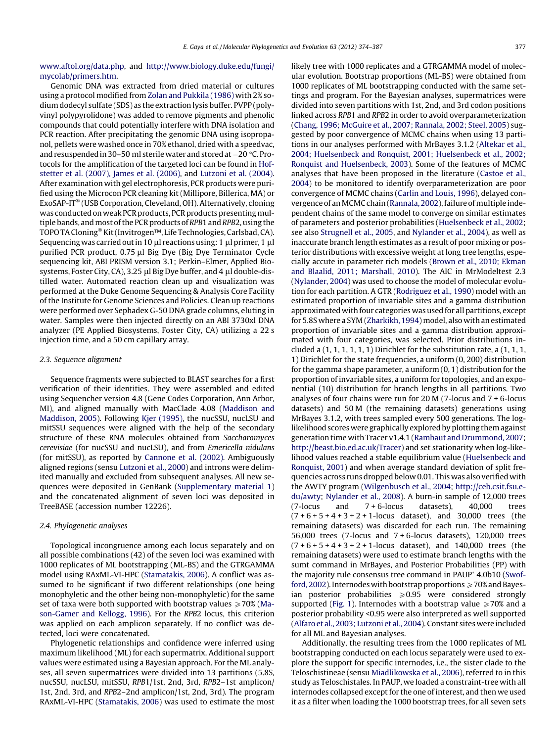www.aftol.org/data.php, and http://www.biology.duke.edu/fungi/mycolab/primers.htm.

Genomic DNA was extracted from dried material or cultures using a protocol modified from Zolan and Pukkila (1986) with 2% sodium dodecyl sulfate (SDS) as the extraction lysis buffer. PVPP (polyvinyl polypyrolidone) was added to remove pigments and phenolic compounds that could potentially interfere with DNA isolation and PCR reaction. After precipitating the genomic DNA using isopropanol, pellets were washed once in 70% ethanol, dried with a speedvac, and resuspended in 30–50 ml sterile water and stored at −20 °C. Protocols for the amplification of the targeted loci can be found in Hofstetter et al. (2007), James et al. (2006), and Lutzoni et al. (2004). After examination with gel electrophoresis, PCR products were purified using the Microcon PCR cleaning kit (Millipore, Billerica, MA) or ExoSAP-IT® (USB Corporation, Cleveland, OH). Alternatively, cloning was conducted on weak PCR products, PCR products presenting multiple bands, and most of the PCR products of *RPB*1 and *RPB*2, using the TOPO TA Cloning® Kit (Invitrogen™, Life Technologies, Carlsbad, CA). Sequencing was carried out in 10 µl reactions using: 1 µl primer, 1 µl purified PCR product, 0.75 µl Big Dye (Big Dye Terminator Cycle sequencing kit, ABI PRISM version 3.1; Perkin–Elmer, Applied Biosystems, Foster City, CA), 3.25 µl Big Dye buffer, and 4 µl double-distilled water. Automated reaction clean up and visualization was performed at the Duke Genome Sequencing & Analysis Core Facility of the Institute for Genome Sciences and Policies. Clean up reactions were performed over Sephadex G-50 DNA grade columns, eluting in water. Samples were then injected directly on an ABI 3730xl DNA analyzer (PE Applied Biosystems, Foster City, CA) utilizing a 22 s injection time, and a 50 cm capillary array.

### 2.3. Sequence alignment

Sequence fragments were subjected to BLAST searches for a first verification of their identities. They were assembled and edited using Sequencher version 4.8 (Gene Codes Corporation, Ann Arbor, MI), and aligned manually with MacClade 4.08 (Maddison and Maddison, 2005). Following Kjer (1995), the nucSSU, nucLSU and mitSSU sequences were aligned with the help of the secondary structure of these RNA molecules obtained from *Saccharomyces cerevisiae* (for nucSSU and nucLSU), and from *Emericella nidulans* (for mitSSU), as reported by Cannone et al. (2002). Ambiguously aligned regions (sensu Lutzoni et al., 2000) and introns were delimited manually and excluded from subsequent analyses. All new sequences were deposited in GenBank (Supplementary material 1) and the concatenated alignment of seven loci was deposited in TreeBASE (accession number 12226).

### 2.4. Phylogenetic analyses

Topological incongruence among each locus separately and on all possible combinations (42) of the seven loci was examined with 1000 replicates of ML bootstrapping (ML-BS) and the GTRGAMMA model using RAxML-VI-HPC (Stamatakis, 2006). A conflict was assumed to be significant if two different relationships (one being monophyletic and the other being non-monophyletic) for the same set of taxa were both supported with bootstrap values ⩾70% (Mason-Gamer and Kellogg, 1996). For the *RPB*2 locus, this criterion was applied on each amplicon separately. If no conflict was detected, loci were concatenated.

Phylogenetic relationships and confidence were inferred using maximum likelihood (ML) for each supermatrix. Additional support values were estimated using a Bayesian approach. For the ML analyses, all seven supermatrices were divided into 13 partitions (5.8S, nucSSU, nucLSU, mitSSU, *RPB*1/1st, 2nd, 3rd, *RPB*2–1st amplicon/1st, 2nd, 3rd, and *RPB*2–2nd amplicon/1st, 2nd, 3rd). The program RAxML-VI-HPC (Stamatakis, 2006) was used to estimate the most likely tree with 1000 replicates and a GTRGAMMA model of molecular evolution. Bootstrap proportions (ML-BS) were obtained from 1000 replicates of ML bootstrapping conducted with the same settings and program. For the Bayesian analyses, supermatrices were divided into seven partitions with 1st, 2nd, and 3rd codon positions linked across *RPB*1 and *RPB*2 in order to avoid overparameterization (Chang, 1996; McGuire et al., 2007; Rannala, 2002; Steel, 2005) suggested by poor convergence of MCMC chains when using 13 partitions in our analyses performed with MrBayes 3.1.2 (Altekar et al., 2004; Huelsenbeck and Ronquist, 2001; Huelsenbeck et al., 2002; Ronquist and Huelsenbeck, 2003). Some of the features of MCMC analyses that have been proposed in the literature (Castoe et al., 2004) to be monitored to identify overparameterization are poor convergence of MCMC chains (Carlin and Louis, 1996), delayed convergence of an MCMC chain (Rannala, 2002), failure of multiple independent chains of the same model to converge on similar estimates of parameters and posterior probabilities (Huelsenbeck et al., 2002; see also Strugnell et al., 2005, and Nylander et al., 2004), as well as inaccurate branch length estimates as a result of poor mixing or posterior distributions with excessive weight at long tree lengths, especially accute in parameter rich models (Brown et al., 2010; Ekman and Blaalid, 2011; Marshall, 2010). The AIC in MrModeltest 2.3 (Nylander, 2004) was used to choose the model of molecular evolution for each partition. A GTR (Rodriguez et al., 1990) model with an estimated proportion of invariable sites and a gamma distribution approximated with four categories was used for all partitions, except for 5.8S where a SYM (Zharkikh, 1994) model, also with an estimated proportion of invariable sites and a gamma distribution approximated with four categories, was selected. Prior distributions included a (1, 1, 1, 1, 1, 1) Dirichlet for the substitution rate, a (1, 1, 1, 1) Dirichlet for the state frequencies, a uniform (0, 200) distribution for the gamma shape parameter, a uniform (0, 1) distribution for the proportion of invariable sites, a uniform for topologies, and an exponential (10) distribution for branch lengths in all partitions. Two analyses of four chains were run for 20 M (7-locus and 7 + 6-locus datasets) and 50 M (the remaining datasets) generations using MrBayes 3.1.2, with trees sampled every 500 generations. The log-likelihood scores were graphically explored by plotting them against generation time with Tracer v1.4.1 (Rambaut and Drummond, 2007; http://beast.bio.ed.ac.uk/Tracer) and set stationarity when log-likelihood values reached a stable equilibrium value (Huelsenbeck and Ronquist, 2001) and when average standard deviation of split frequencies across runs dropped below 0.01. This was also verified with the AWTY program (Wilgenbusch et al., 2004; http://ceb.csit.fsu.edu/awty; Nylander et al., 2008). A burn-in sample of 12,000 trees (7-locus and 7 + 6-locus datasets), 40,000 trees (7 + 6 + 5 + 4 + 3 + 2 + 1-locus dataset), and 30,000 trees (the remaining datasets) was discarded for each run. The remaining 56,000 trees (7-locus and 7 + 6-locus datasets), 120,000 trees (7 + 6 + 5 + 4 + 3 + 2 + 1-locus dataset), and 140,000 trees (the remaining datasets) were used to estimate branch lengths with the sumt command in MrBayes, and Posterior Probabilities (PP) with the majority rule consensus tree command in PAUP* 4.0b10 (Swofford, 2002). Internodes with bootstrap proportions ⩾70% and Bayesian posterior probabilities ⩾0.95 were considered strongly supported (Fig. 1). Internodes with a bootstrap value ⩾70% and a posterior probability <0.95 were also interpreted as well supported (Alfaro et al., 2003; Lutzoni et al., 2004). Constant sites were included for all ML and Bayesian analyses.

Additionally, the resulting trees from the 1000 replicates of ML bootstrapping conducted on each locus separately were used to explore the support for specific internodes, i.e., the sister clade to the Teloschistineae (sensu Miadlikowska et al., 2006), referred to in this study as Teloschistales. In PAUP, we loaded a constraint-tree with all internodes collapsed except for the one of interest, and then we used it as a filter when loading the 1000 bootstrap trees, for all seven sets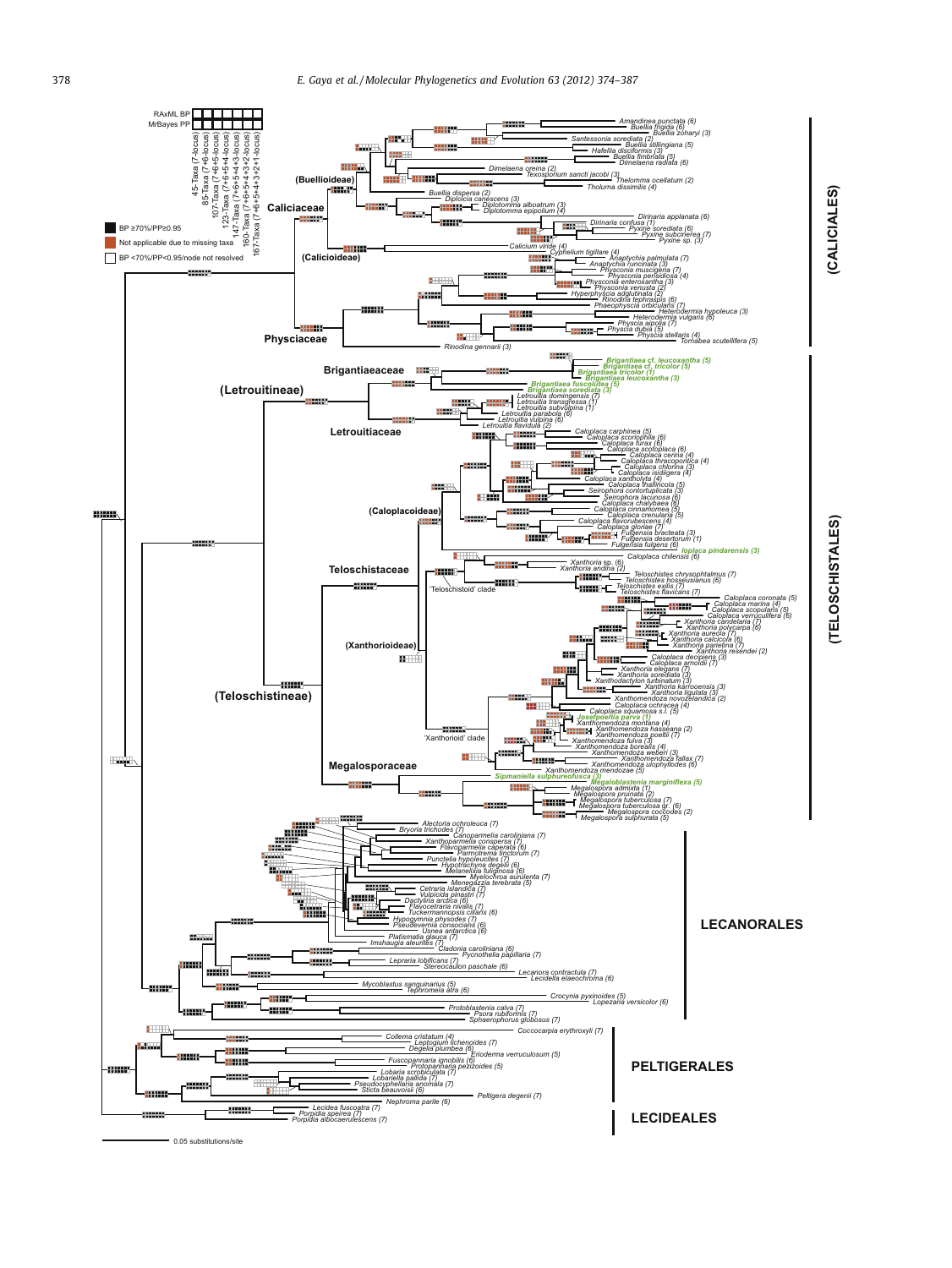RAxML BP
MrBayes PP

45-Taxa (7-locus)
85-Taxa (7+6-locus)
107-Taxa (7+6+5-locus)
123-Taxa (7+6+5+4-locus)
147-Taxa (7+6+5+4+3-locus)
160-Taxa (7+6+5+4+3+2-locus)
167-Taxa (7+6+5+4+3+2+1-locus)

BP ≥70%/PP≥0.95
Not applicable due to missing taxa
BP <70%/PP<0.95/node not resolved

**(CALICIALES)**

**Caliciaceae**

**(Buellioideae)**

*Amandinea punctata (6)*
*Buellia frigida (6)*
*Buellia zoharyi (3)*
*Santessonia sorediata (2)*
*Buellia stillingiana (5)*
*Hafellia disciformis (3)*
*Buellia fimbriata (5)*
*Dimelaena radiata (6)*
*Dimelaena oreina (2)*
*Texosporium sancti jacobi (3)*
*Thelomma ocellatum (2)*
*Tholuma dissimilis (4)*
*Buellia dispersa (2)*
*Diploicia canescens (3)*
*Diplotomma alboatrum (3)*
*Diplotomma epipolium (4)*

**(Calicioideae)**

*Dirinaria applanata (6)*
*Dirinaria confusa (1)*
*Pyxine sorediata (6)*
*Pyxine subcinerea (7)*
*Pyxine sp. (3)*
*Calicium viride (4)*
*Cyphelium tigillare (4)*

**Physciaceae**

*Anaptychia palmulata (7)*
*Anaptychia runcinata (3)*
*Physconia muscigena (7)*
*Physconia perisidiosa (4)*
*Physconia enteroxantha (3)*
*Physconia venusta (2)*
*Hyperphyscia adglutinata (2)*
*Rinodina tephraspis (6)*
*Phaeophyscia orbicularis (7)*
*Heterodermia hypoleuca (3)*
*Heterodermia vulgaris (6)*
*Physcia aipolia (7)*
*Physcia dubia (5)*
*Physcia stellaris (4)*
*Tornabea scutellifera (5)*
*Rinodina gennarii (3)*

**(TELOSCHISTALES)**

**(Letrouitineae)**

**Brigantiaeaceae**

*Brigantiaea cf. leucoxantha (5)*
*Brigantiaea cf. tricolor (5)*
*Brigantiaea tricolor (1)*
*Brigantiaea leucoxantha (3)*
*Brigantiaea fuscolutea (5)*
*Brigantiaea sorediata (3)*

**Letrouitiaceae**

*Letrouitia domingensis (7)*
*Letrouitia transgressa (1)*
*Letrouitia subvulpina (1)*
*Letrouitia parabola (6)*
*Letrouitia vulpina (6)*
*Letrouitia flavidula (2)*

**(Teloschistineae)**

**Teloschistaceae**

**(Caloplacoideae)**

*Caloplaca carphinea (5)*
*Caloplaca scoriophila (6)*
*Caloplaca furax (6)*
*Caloplaca scopularis (6)*
*Caloplaca cerina (4)*
*Caloplaca thracopontica (4)*
*Caloplaca chlorina (3)*
*Caloplaca isidigera (4)*
*Caloplaca xantholyta (4)*
*Caloplaca thallincola (5)*
*Seirophora contortuplicata (3)*
*Seirophora lacunosa (6)*
*Caloplaca chalybaea (6)*
*Caloplaca cinnamomea (5)*
*Caloplaca crenularia (5)*
*Caloplaca flavorubescens (4)*
*Caloplaca gloriae (7)*
*Fulgensia bracteata (3)*
*Fulgensia desertorum (1)*
*Fulgensia fulgens (6)*
*Ioplaca pindarensis (3)*
*Caloplaca chilensis (6)*

**(Xanthorioideae)**

'Teloschistoid' clade

*Xanthoria sp. (6)*
*Xanthoria andina (2)*
*Teloschistes chrysophthalmus (7)*
*Teloschistes hosseusianus (6)*
*Teloschistes exilis (7)*
*Teloschistes flavicans (7)*

'Xanthorioid' clade

*Caloplaca coronata (5)*
*Caloplaca marina (4)*
*Caloplaca scopularis (5)*
*Caloplaca verruculifera (6)*
*Xanthoria candelaria (7)*
*Xanthoria polycarpa (6)*
*Xanthoria aureola (7)*
*Xanthoria calcicola (6)*
*Xanthoria parietina (7)*
*Xanthoria resendei (2)*
*Caloplaca decipiens (3)*
*Caloplaca arnoldii (7)*
*Xanthoria elegans (7)*
*Xanthoria sorediata (3)*
*Xanthodactylon turbinatum (3)*
*Xanthoria karrooensis (3)*
*Xanthoria ligulata (3)*
*Xanthomendoza novozelandica (2)*
*Caloplaca ochracea (4)*
*Caloplaca squamosa s.l. (5)*
*Josefpoeltia parva (1)*
*Xanthomendoza montana (4)*
*Xanthomendoza hasseana (2)*
*Xanthomendoza poeltii (7)*
*Xanthomendoza fulva (3)*
*Xanthomendoza borealis (4)*
*Xanthomendoza weberi (3)*
*Xanthomendoza fallax (7)*
*Xanthomendoza ulophyllodes (6)*
*Xanthomendoza mendozae (5)*

**Megalosporaceae**

*Sipmaniella sulphureofusca (3)*
*Megaloblastenia marginiflexa (5)*
*Megalospora admixta (1)*
*Megalospora pruinata (2)*
*Megalospora tuberculosa (7)*
*Megalospora tuberculosa gr. (6)*
*Megalospora coccodes (2)*
*Megalospora sulphurata (5)*

**LECANORALES**

*Alectoria ochroleuca (7)*
*Bryoria trichodes (7)*
*Canoparmelia caroliniana (7)*
*Xanthoparmelia conspersa (7)*
*Flavoparmelia caperata (6)*
*Parmotrema tinctorum (7)*
*Punctelia hypoleucites (7)*
*Hypotrachyna degelii (6)*
*Melanelixia fuliginosa (6)*
*Myelochroa aurulenta (7)*
*Menegazzia terebrata (5)*
*Cetraria islandica (7)*
*Vulpicida pinastri (7)*
*Dactylina arctica (6)*
*Flavocetraria nivalis (7)*
*Tuckermannopsis ciliaris (6)*
*Hypogymnia physodes (7)*
*Pseudevernia consocians (6)*
*Usnea antarctica (6)*
*Platismatia glauca (7)*
*Imshaugia aleurites (7)*
*Cladonia caroliniana (6)*
*Pycnothelia papillaria (7)*
*Lepraria lobificans (7)*
*Stereocaulon paschale (6)*
*Lecanora contractula (7)*
*Lecidella elaeochroma (6)*
*Mycoblastus sanguinarius (5)*
*Tephromela atra (6)*
*Crocynia pyxinoides (5)*
*Lopezaria versicolor (6)*
*Protoblastenia calva (7)*
*Psora rubiformis (7)*
*Sphaerophorus globosus (7)*

**PELTIGERALES**

*Coccocarpia erythroxyli (7)*
*Collema cristatum (4)*
*Leptogium lichenoides (7)*
*Degelia plumbea (6)*
*Erioderma verruculosum (5)*
*Fuscopannaria ignobilis (6)*
*Protopannaria pezizoides (5)*
*Lobaria scrobiculata (7)*
*Lobariella pallida (7)*
*Pseudocyphellaria anomala (7)*
*Sticta beauvoisii (6)*
*Peltigera degenii (7)*
*Nephroma parile (6)*

**LECIDEALES**

*Lecidea fuscoatra (7)*
*Porpidia speirea (7)*
*Porpidia albocaerulescens (7)*

0.05 substitutions/site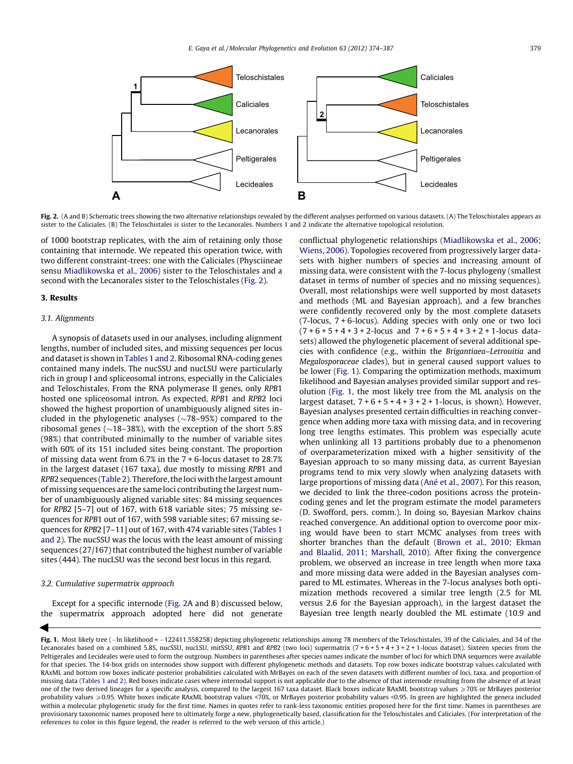Fig. 2. (A and B) Schematic trees showing the two alternative relationships revealed by the different analyses performed on various datasets. (A) The Teloschistales appears as sister to the Caliciales. (B) The Teloschistales is sister to the Lecanorales. Numbers 1 and 2 indicate the alternative topological resolution.

of 1000 bootstrap replicates, with the aim of retaining only those containing that internode. We repeated this operation twice, with two different constraint-trees: one with the Caliciales (Physciineae sensu Miadlikowska et al., 2006) sister to the Teloschistales and a second with the Lecanorales sister to the Teloschistales (Fig. 2).

## 3. Results

### 3.1. Alignments

A synopsis of datasets used in our analyses, including alignment lengths, number of included sites, and missing sequences per locus and dataset is shown in Tables 1 and 2. Ribosomal RNA-coding genes contained many indels. The nucSSU and nucLSU were particularly rich in group I and spliceosomal introns, especially in the Caliciales and Teloschistales. From the RNA polymerase II genes, only *RPB*1 hosted one spliceosomal intron. As expected, *RPB*1 and *RPB*2 loci showed the highest proportion of unambiguously aligned sites included in the phylogenetic analyses (∼78–95%) compared to the ribosomal genes (∼18–38%), with the exception of the short 5.8S (98%) that contributed minimally to the number of variable sites with 60% of its 151 included sites being constant. The proportion of missing data went from 6.7% in the 7 + 6-locus dataset to 28.7% in the largest dataset (167 taxa), due mostly to missing *RPB*1 and *RPB*2 sequences (Table 2). Therefore, the loci with the largest amount of missing sequences are the same loci contributing the largest number of unambiguously aligned variable sites: 84 missing sequences for *RPB*2 [5–7] out of 167, with 618 variable sites; 75 missing sequences for *RPB*1 out of 167, with 598 variable sites; 67 missing sequences for *RPB*2 [7–11] out of 167, with 474 variable sites (Tables 1 and 2). The nucSSU was the locus with the least amount of missing sequences (27/167) that contributed the highest number of variable sites (444). The nucLSU was the second best locus in this regard.

### 3.2. Cumulative supermatrix approach

Except for a specific internode (Fig. 2A and B) discussed below, the supermatrix approach adopted here did not generate conflictual phylogenetic relationships (Miadlikowska et al., 2006; Wiens, 2006). Topologies recovered from progressively larger datasets with higher numbers of species and increasing amount of missing data, were consistent with the 7-locus phylogeny (smallest dataset in terms of number of species and no missing sequences). Overall, most relationships were well supported by most datasets and methods (ML and Bayesian approach), and a few branches were confidently recovered only by the most complete datasets (7-locus, 7 + 6-locus). Adding species with only one or two loci (7 + 6 + 5 + 4 + 3 + 2-locus and 7 + 6 + 5 + 4 + 3 + 2 + 1-locus datasets) allowed the phylogenetic placement of several additional species with confidence (e.g., within the *Brigantiaea–Letrouitia* and *Megalosporaceae* clades), but in general caused support values to be lower (Fig. 1). Comparing the optimization methods, maximum likelihood and Bayesian analyses provided similar support and resolution (Fig. 1, the most likely tree from the ML analysis on the largest dataset, 7 + 6 + 5 + 4 + 3 + 2 + 1-locus, is shown). However, Bayesian analyses presented certain difficulties in reaching convergence when adding more taxa with missing data, and in recovering long tree lengths estimates. This problem was especially acute when unlinking all 13 partitions probably due to a phenomenon of overparameterization mixed with a higher sensitivity of the Bayesian approach to so many missing data, as current Bayesian programs tend to mix very slowly when analyzing datasets with large proportions of missing data (Ané et al., 2007). For this reason, we decided to link the three-codon positions across the protein-coding genes and let the program estimate the model parameters (D. Swofford, pers. comm.). In doing so, Bayesian Markov chains reached convergence. An additional option to overcome poor mixing would have been to start MCMC analyses from trees with shorter branches than the default (Brown et al., 2010; Ekman and Blaalid, 2011; Marshall, 2010). After fixing the convergence problem, we observed an increase in tree length when more taxa and more missing data were added in the Bayesian analyses compared to ML estimates. Whereas in the 7-locus analyses both optimization methods recovered a similar tree length (2.5 for ML versus 2.6 for the Bayesian approach), in the largest dataset the Bayesian tree length nearly doubled the ML estimate (10.9 and

Fig. 1. Most likely tree (−ln likelihood = −122411.558258) depicting phylogenetic relationships among 78 members of the Teloschistales, 39 of the Caliciales, and 34 of the Lecanorales based on a combined 5.8S, nucSSU, nucLSU, mitSSU, *RPB*1 and *RPB*2 (two loci) supermatrix (7 + 6 + 5 + 4 + 3 + 2 + 1-locus dataset). Sixteen species from the Peltigerales and Lecideales were used to form the outgroup. Numbers in parentheses after species names indicate the number of loci for which DNA sequences were available for that species. The 14-box grids on internodes show support with different phylogenetic methods and datasets. Top row boxes indicate bootstrap values calculated with RAxML and bottom row boxes indicate posterior probabilities calculated with MrBayes on each of the seven datasets with different number of loci, taxa, and proportion of missing data (Tables 1 and 2). Red boxes indicate cases where internodal support is not applicable due to the absence of that internode resulting from the absence of at least one of the two derived lineages for a specific analysis, compared to the largest 167 taxa dataset. Black boxes indicate RAxML bootstrap values ⩾70% or MrBayes posterior probability values ⩾0.95. White boxes indicate RAxML bootstrap values <70%, or MrBayes posterior probability values <0.95. In green are highlighted the genera included within a molecular phylogenetic study for the first time. Names in quotes refer to rank-less taxonomic entities proposed here for the first time. Names in parentheses are provisionary taxonomic names proposed here to ultimately forge a new, phylogenetically based, classification for the Teloschistales and Caliciales. (For interpretation of the references to color in this figure legend, the reader is referred to the web version of this article.)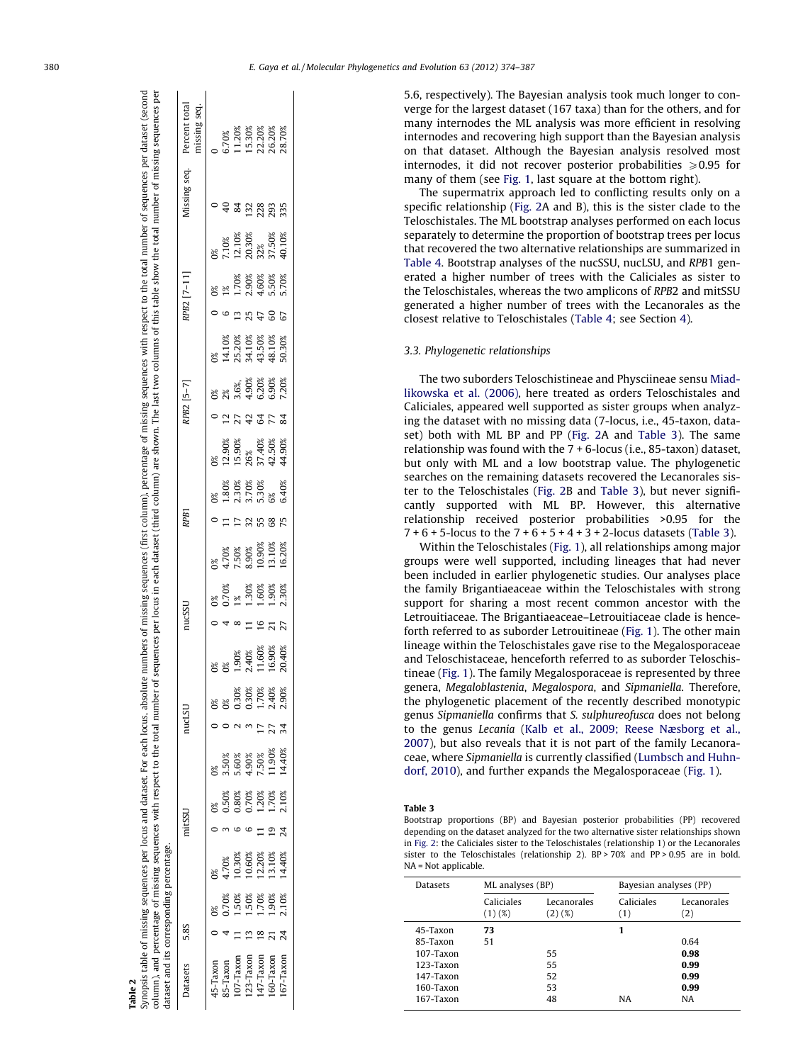**Table 2**
Synopsis table of missing sequences per locus and dataset. For each locus, absolute numbers of missing sequences (first column), percentage of missing sequences with respect to the total number of sequences per dataset (second column), and percentage of missing sequences with respect to the total number of sequences per locus in each dataset (third column) are shown. The last two columns of this table show the total number of missing sequences per dataset and its corresponding percentage.

| Datasets | 5.8S | | | mitSSU | | | nucLSU | | | nucSSU | | | RPB1 | | | RPB2 [5–7] | | | RPB2 [7–11] | | | Missing seq. | Percent total missing seq. |
|---|---|---|---|---|---|---|---|---|---|---|---|---|---|---|---|---|---|---|---|---|---|---|---|
| 45-Taxon | 0 | 0% | 0% | 0 | 0% | 0% | 0 | 0% | 0% | 0 | 0% | 0% | 0 | 0% | 0% | 0 | 0% | 0% | 0 | 0% | 0% | 0 | 0 |
| 85-Taxon | 4 | 0.70% | 4.70% | 3 | 0.50% | 3.50% | 0 | 0% | 0% | 4 | 0.70% | 4.70% | 11 | 1.80% | 12.90% | 12 | 2% | 14.10% | 6 | 1% | 7.10% | 40 | 6.70% |
| 107-Taxon | 11 | 1.50% | 10.30% | 6 | 0.80% | 5.60% | 2 | 0.30% | 1.90% | 8 | 1% | 7.50% | 17 | 2.30% | 15.90% | 27 | 3.6%, | 25.20% | 13 | 1.70% | 12.10% | 84 | 11.20% |
| 123-Taxon | 13 | 1.50% | 10.60% | 6 | 0.70% | 4.90% | 3 | 0.30% | 2.40% | 11 | 1.30% | 8.90% | 32 | 3.70% | 26% | 42 | 4.90% | 34.10% | 25 | 2.90% | 20.30% | 132 | 15.30% |
| 147-Taxon | 18 | 1.70% | 12.20% | 11 | 1.20% | 7.50% | 17 | 1.70% | 11.60% | 16 | 1.60% | 10.90% | 55 | 5.30% | 37.40% | 64 | 6.20% | 43.50% | 47 | 4.60% | 32% | 228 | 22.20% |
| 160-Taxon | 21 | 1.90% | 13.10% | 19 | 1.70% | 11.90% | 27 | 2.40% | 16.90% | 21 | 1.90% | 13.10% | 68 | 6% | 42.50% | 77 | 6.90% | 48.10% | 60 | 5.50% | 37.50% | 293 | 26.20% |
| 167-Taxon | 24 | 2.10% | 14.40% | 24 | 2.10% | 14.40% | 34 | 2.90% | 20.40% | 27 | 2.30% | 16.20% | 75 | 6.40% | 44.90% | 84 | 7.20% | 50.30% | 67 | 5.70% | 40.10% | 335 | 28.70% |

5.6, respectively). The Bayesian analysis took much longer to converge for the largest dataset (167 taxa) than for the others, and for many internodes the ML analysis was more efficient in resolving internodes and recovering high support than the Bayesian analysis on that dataset. Although the Bayesian analysis resolved most internodes, it did not recover posterior probabilities $\geqslant 0.95$ for many of them (see Fig. 1, last square at the bottom right).

The supermatrix approach led to conflicting results only on a specific relationship (Fig. 2A and B), this is the sister clade to the Teloschistales. The ML bootstrap analyses performed on each locus separately to determine the proportion of bootstrap trees per locus that recovered the two alternative relationships are summarized in Table 4. Bootstrap analyses of the nucSSU, nucLSU, and *RPB1* generated a higher number of trees with the Caliciales as sister to the Teloschistales, whereas the two amplicons of *RPB2* and mitSSU generated a higher number of trees with the Lecanorales as the closest relative to Teloschistales (Table 4; see Section 4).

### 3.3. Phylogenetic relationships

The two suborders Teloschistineae and Physciineae sensu Miadlikowska et al. (2006), here treated as orders Teloschistales and Caliciales, appeared well supported as sister groups when analyzing the dataset with no missing data (7-locus, i.e., 45-taxon, dataset) both with ML BP and PP (Fig. 2A and Table 3). The same relationship was found with the 7 + 6-locus (i.e., 85-taxon) dataset, but only with ML and a low bootstrap value. The phylogenetic searches on the remaining datasets recovered the Lecanorales sister to the Teloschistales (Fig. 2B and Table 3), but never significantly supported with ML BP. However, this alternative relationship received posterior probabilities >0.95 for the 7 + 6 + 5-locus to the 7 + 6 + 5 + 4 + 3 + 2-locus datasets (Table 3).

Within the Teloschistales (Fig. 1), all relationships among major groups were well supported, including lineages that had never been included in earlier phylogenetic studies. Our analyses place the family Brigantiaeaceae within the Teloschistales with strong support for sharing a most recent common ancestor with the Letrouitiaceae. The Brigantiaeaceae–Letrouitiaceae clade is henceforth referred to as suborder Letrouitineae (Fig. 1). The other main lineage within the Teloschistales gave rise to the Megalosporaceae and Teloschistaceae, henceforth referred to as suborder Teloschistineae (Fig. 1). The family Megalosporaceae is represented by three genera, *Megaloblastenia*, *Megalospora*, and *Sipmaniella*. Therefore, the phylogenetic placement of the recently described monotypic genus *Sipmaniella* confirms that *S. sulphureofusca* does not belong to the genus *Lecania* (Kalb et al., 2009; Reese Næsborg et al., 2007), but also reveals that it is not part of the family Lecanoraceae, where *Sipmaniella* is currently classified (Lumbsch and Huhndorf, 2010), and further expands the Megalosporaceae (Fig. 1).

**Table 3**
Bootstrap proportions (BP) and Bayesian posterior probabilities (PP) recovered depending on the dataset analyzed for the two alternative sister relationships shown in Fig. 2: the Caliciales sister to the Teloschistales (relationship 1) or the Lecanorales sister to the Teloschistales (relationship 2). BP > 70% and PP > 0.95 are in bold. NA = Not applicable.

| Datasets | ML analyses (BP) | | Bayesian analyses (PP) | |
|---|---|---|---|---|
| | Caliciales (1) (%) | Lecanorales (2) (%) | Caliciales (1) | Lecanorales (2) |
| 45-Taxon | **73** | | **1** | |
| 85-Taxon | 51 | | | 0.64 |
| 107-Taxon | | 55 | | **0.98** |
| 123-Taxon | | 55 | | **0.99** |
| 147-Taxon | | 52 | | **0.99** |
| 160-Taxon | | 53 | | **0.99** |
| 167-Taxon | | 48 | NA | NA |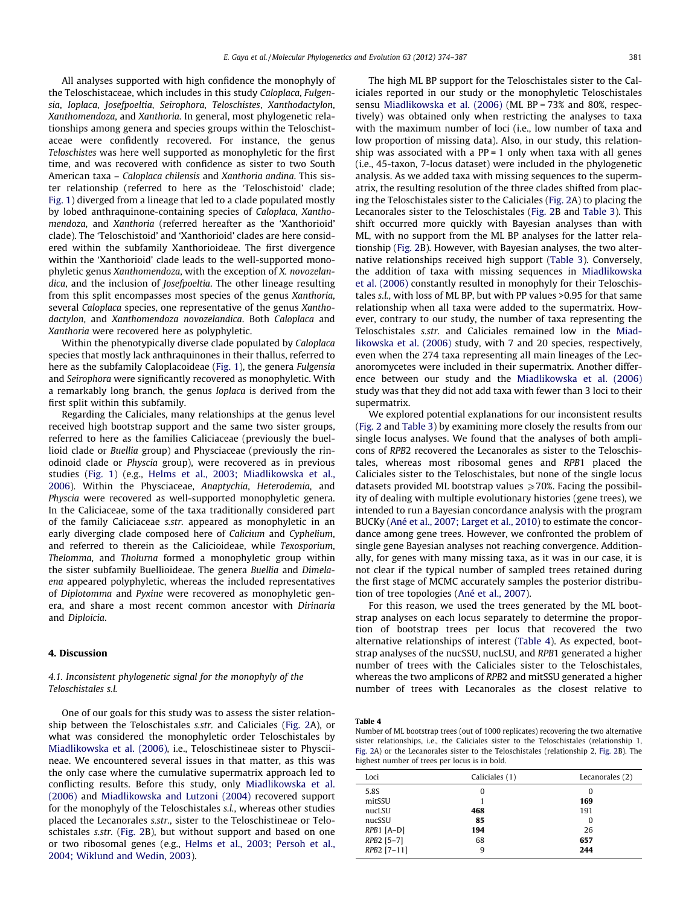All analyses supported with high confidence the monophyly of the Teloschistaceae, which includes in this study *Caloplaca*, *Fulgensia*, *Ioplaca*, *Josefpoeltia*, *Seirophora*, *Teloschistes*, *Xanthodactylon*, *Xanthomendoza*, and *Xanthoria*. In general, most phylogenetic relationships among genera and species groups within the Teloschistaceae were confidently recovered. For instance, the genus *Teloschistes* was here well supported as monophyletic for the first time, and was recovered with confidence as sister to two South American taxa – *Caloplaca chilensis* and *Xanthoria andina*. This sister relationship (referred to here as the 'Teloschistoid' clade; Fig. 1) diverged from a lineage that led to a clade populated mostly by lobed anthraquinone-containing species of *Caloplaca*, *Xanthomendoza*, and *Xanthoria* (referred hereafter as the 'Xanthorioid' clade). The 'Teloschistoid' and 'Xanthorioid' clades are here considered within the subfamily Xanthorioideae. The first divergence within the 'Xanthorioid' clade leads to the well-supported monophyletic genus *Xanthomendoza*, with the exception of *X. novozelandica*, and the inclusion of *Josefpoeltia*. The other lineage resulting from this split encompasses most species of the genus *Xanthoria*, several *Caloplaca* species, one representative of the genus *Xanthodactylon*, and *Xanthomendoza novozelandica*. Both *Caloplaca* and *Xanthoria* were recovered here as polyphyletic.

Within the phenotypically diverse clade populated by *Caloplaca* species that mostly lack anthraquinones in their thallus, referred to here as the subfamily Caloplacoideae (Fig. 1), the genera *Fulgensia* and *Seirophora* were significantly recovered as monophyletic. With a remarkably long branch, the genus *Ioplaca* is derived from the first split within this subfamily.

Regarding the Caliciales, many relationships at the genus level received high bootstrap support and the same two sister groups, referred to here as the families Caliciaceae (previously the buellioid clade or *Buellia* group) and Physciaceae (previously the rinodinoid clade or *Physcia* group), were recovered as in previous studies (Fig. 1) (e.g., Helms et al., 2003; Miadlikowska et al., 2006). Within the Physciaceae, *Anaptychia*, *Heterodemia*, and *Physcia* were recovered as well-supported monophyletic genera. In the Caliciaceae, some of the taxa traditionally considered part of the family Caliciaceae *s.str.* appeared as monophyletic in an early diverging clade composed here of *Calicium* and *Cyphelium*, and referred to herein as the Calicioideae, while *Texosporium*, *Thelomma*, and *Tholurna* formed a monophyletic group within the sister subfamily Buellioideae. The genera *Buellia* and *Dimelaena* appeared polyphyletic, whereas the included representatives of *Diplotomma* and *Pyxine* were recovered as monophyletic genera, and share a most recent common ancestor with *Dirinaria* and *Diploicia*.

## 4. Discussion

### 4.1. Inconsistent phylogenetic signal for the monophyly of the Teloschistales s.l.

One of our goals for this study was to assess the sister relationship between the Teloschistales *s.str.* and Caliciales (Fig. 2A), or what was considered the monophyletic order Teloschistales by Miadlikowska et al. (2006), i.e., Teloschistineae sister to Physciineae. We encountered several issues in that matter, as this was the only case where the cumulative supermatrix approach led to conflicting results. Before this study, only Miadlikowska et al. (2006) and Miadlikowska and Lutzoni (2004) recovered support for the monophyly of the Teloschistales *s.l.*, whereas other studies placed the Lecanorales *s.str.*, sister to the Teloschistineae or Teloschistales *s.str.* (Fig. 2B), but without support and based on one or two ribosomal genes (e.g., Helms et al., 2003; Persoh et al., 2004; Wiklund and Wedin, 2003).

The high ML BP support for the Teloschistales sister to the Caliciales reported in our study or the monophyletic Teloschistales sensu Miadlikowska et al. (2006) (ML BP = 73% and 80%, respectively) was obtained only when restricting the analyses to taxa with the maximum number of loci (i.e., low number of taxa and low proportion of missing data). Also, in our study, this relationship was associated with a PP = 1 only when taxa with all genes (i.e., 45-taxon, 7-locus dataset) were included in the phylogenetic analysis. As we added taxa with missing sequences to the supermatrix, the resulting resolution of the three clades shifted from placing the Teloschistales sister to the Caliciales (Fig. 2A) to placing the Lecanorales sister to the Teloschistales (Fig. 2B and Table 3). This shift occurred more quickly with Bayesian analyses than with ML, with no support from the ML BP analyses for the latter relationship (Fig. 2B). However, with Bayesian analyses, the two alternative relationships received high support (Table 3). Conversely, the addition of taxa with missing sequences in Miadlikowska et al. (2006) constantly resulted in monophyly for their Teloschistales *s.l.*, with loss of ML BP, but with PP values >0.95 for that same relationship when all taxa were added to the supermatrix. However, contrary to our study, the number of taxa representing the Teloschistales *s.str.* and Caliciales remained low in the Miadlikowska et al. (2006) study, with 7 and 20 species, respectively, even when the 274 taxa representing all main lineages of the Lecanoromycetes were included in their supermatrix. Another difference between our study and the Miadlikowska et al. (2006) study was that they did not add taxa with fewer than 3 loci to their supermatrix.

We explored potential explanations for our inconsistent results (Fig. 2 and Table 3) by examining more closely the results from our single locus analyses. We found that the analyses of both amplicons of *RPB2* recovered the Lecanorales as sister to the Teloschistales, whereas most ribosomal genes and *RPB1* placed the Caliciales sister to the Teloschistales, but none of the single locus datasets provided ML bootstrap values ⩾70%. Facing the possibility of dealing with multiple evolutionary histories (gene trees), we intended to run a Bayesian concordance analysis with the program BUCKy (Ané et al., 2007; Larget et al., 2010) to estimate the concordance among gene trees. However, we confronted the problem of single gene Bayesian analyses not reaching convergence. Additionally, for genes with many missing taxa, as it was in our case, it is not clear if the typical number of sampled trees retained during the first stage of MCMC accurately samples the posterior distribution of tree topologies (Ané et al., 2007).

For this reason, we used the trees generated by the ML bootstrap analyses on each locus separately to determine the proportion of bootstrap trees per locus that recovered the two alternative relationships of interest (Table 4). As expected, bootstrap analyses of the nucSSU, nucLSU, and *RPB1* generated a higher number of trees with the Caliciales sister to the Teloschistales, whereas the two amplicons of *RPB2* and mitSSU generated a higher number of trees with Lecanorales as the closest relative to

**Table 4**
Number of ML bootstrap trees (out of 1000 replicates) recovering the two alternative sister relationships, i.e., the Caliciales sister to the Teloschistales (relationship 1, Fig. 2A) or the Lecanorales sister to the Teloschistales (relationship 2, Fig. 2B). The highest number of trees per locus is in bold.

| Loci | Caliciales (1) | Lecanorales (2) |
|---|---|---|
| 5.8S | 0 | 0 |
| mitSSU | 1 | **169** |
| nucLSU | **468** | 191 |
| nucSSU | **85** | 0 |
| *RPB1* [A–D] | **194** | 26 |
| *RPB2* [5–7] | 68 | **657** |
| *RPB2* [7–11] | 9 | **244** |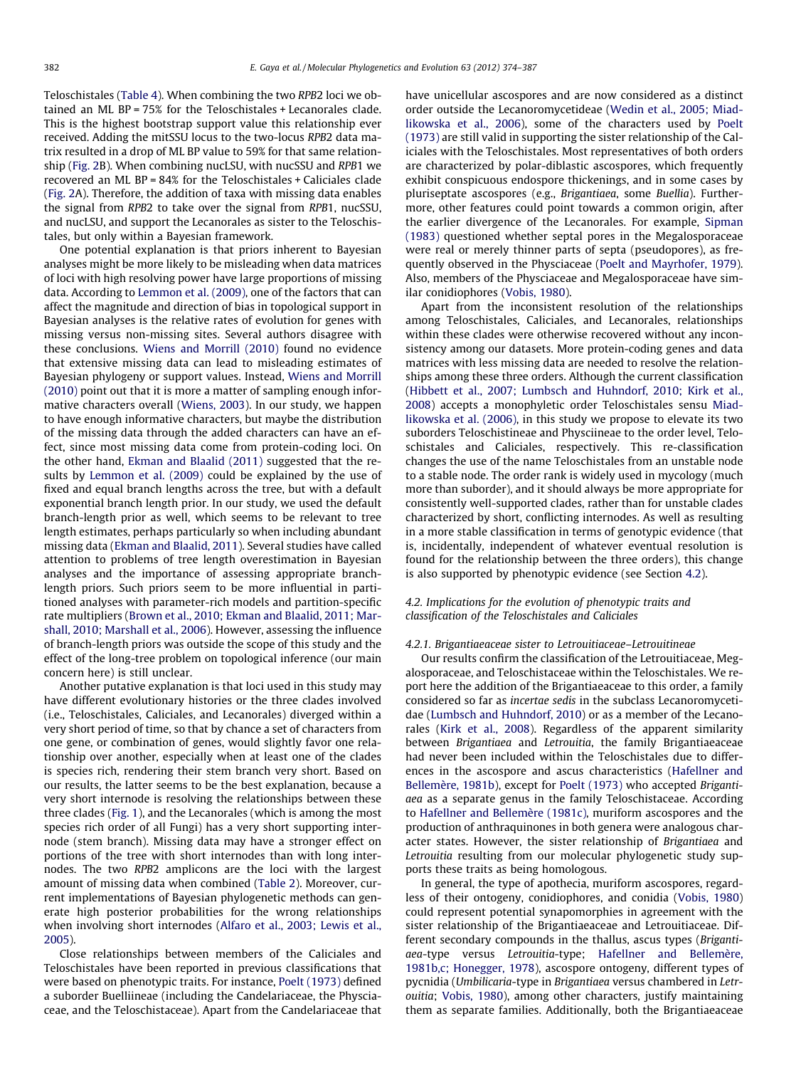Teloschistales (Table 4). When combining the two *RPB*2 loci we obtained an ML BP = 75% for the Teloschistales + Lecanorales clade. This is the highest bootstrap support value this relationship ever received. Adding the mitSSU locus to the two-locus *RPB*2 data matrix resulted in a drop of ML BP value to 59% for that same relationship (Fig. 2B). When combining nucLSU, with nucSSU and *RPB*1 we recovered an ML BP = 84% for the Teloschistales + Caliciales clade (Fig. 2A). Therefore, the addition of taxa with missing data enables the signal from *RPB*2 to take over the signal from *RPB*1, nucSSU, and nucLSU, and support the Lecanorales as sister to the Teloschistales, but only within a Bayesian framework.

One potential explanation is that priors inherent to Bayesian analyses might be more likely to be misleading when data matrices of loci with high resolving power have large proportions of missing data. According to Lemmon et al. (2009), one of the factors that can affect the magnitude and direction of bias in topological support in Bayesian analyses is the relative rates of evolution for genes with missing versus non-missing sites. Several authors disagree with these conclusions. Wiens and Morrill (2010) found no evidence that extensive missing data can lead to misleading estimates of Bayesian phylogeny or support values. Instead, Wiens and Morrill (2010) point out that it is more a matter of sampling enough informative characters overall (Wiens, 2003). In our study, we happen to have enough informative characters, but maybe the distribution of the missing data through the added characters can have an effect, since most missing data come from protein-coding loci. On the other hand, Ekman and Blaalid (2011) suggested that the results by Lemmon et al. (2009) could be explained by the use of fixed and equal branch lengths across the tree, but with a default exponential branch length prior. In our study, we used the default branch-length prior as well, which seems to be relevant to tree length estimates, perhaps particularly so when including abundant missing data (Ekman and Blaalid, 2011). Several studies have called attention to problems of tree length overestimation in Bayesian analyses and the importance of assessing appropriate branch-length priors. Such priors seem to be more influential in partitioned analyses with parameter-rich models and partition-specific rate multipliers (Brown et al., 2010; Ekman and Blaalid, 2011; Marshall, 2010; Marshall et al., 2006). However, assessing the influence of branch-length priors was outside the scope of this study and the effect of the long-tree problem on topological inference (our main concern here) is still unclear.

Another putative explanation is that loci used in this study may have different evolutionary histories or the three clades involved (i.e., Teloschistales, Caliciales, and Lecanorales) diverged within a very short period of time, so that by chance a set of characters from one gene, or combination of genes, would slightly favor one relationship over another, especially when at least one of the clades is species rich, rendering their stem branch very short. Based on our results, the latter seems to be the best explanation, because a very short internode is resolving the relationships between these three clades (Fig. 1), and the Lecanorales (which is among the most species rich order of all Fungi) has a very short supporting internode (stem branch). Missing data may have a stronger effect on portions of the tree with short internodes than with long internodes. The two *RPB*2 amplicons are the loci with the largest amount of missing data when combined (Table 2). Moreover, current implementations of Bayesian phylogenetic methods can generate high posterior probabilities for the wrong relationships when involving short internodes (Alfaro et al., 2003; Lewis et al., 2005).

Close relationships between members of the Caliciales and Teloschistales have been reported in previous classifications that were based on phenotypic traits. For instance, Poelt (1973) defined a suborder Buelliineae (including the Candelariaceae, the Physciaceae, and the Teloschistaceae). Apart from the Candelariaceae that have unicellular ascospores and are now considered as a distinct order outside the Lecanoromycetideae (Wedin et al., 2005; Miadlikowska et al., 2006), some of the characters used by Poelt (1973) are still valid in supporting the sister relationship of the Caliciales with the Teloschistales. Most representatives of both orders are characterized by polar-diblastic ascospores, which frequently exhibit conspicuous endospore thickenings, and in some cases by pluriseptate ascospores (e.g., *Brigantiaea*, some *Buellia*). Furthermore, other features could point towards a common origin, after the earlier divergence of the Lecanorales. For example, Sipman (1983) questioned whether septal pores in the Megalosporaceae were real or merely thinner parts of septa (pseudopores), as frequently observed in the Physciaceae (Poelt and Mayrhofer, 1979). Also, members of the Physciaceae and Megalosporaceae have similar conidiophores (Vobis, 1980).

Apart from the inconsistent resolution of the relationships among Teloschistales, Caliciales, and Lecanorales, relationships within these clades were otherwise recovered without any inconsistency among our datasets. More protein-coding genes and data matrices with less missing data are needed to resolve the relationships among these three orders. Although the current classification (Hibbett et al., 2007; Lumbsch and Huhndorf, 2010; Kirk et al., 2008) accepts a monophyletic order Teloschistales sensu Miadlikowska et al. (2006), in this study we propose to elevate its two suborders Teloschistineae and Physciineae to the order level, Teloschistales and Caliciales, respectively. This re-classification changes the use of the name Teloschistales from an unstable node to a stable node. The order rank is widely used in mycology (much more than suborder), and it should always be more appropriate for consistently well-supported clades, rather than for unstable clades characterized by short, conflicting internodes. As well as resulting in a more stable classification in terms of genotypic evidence (that is, incidentally, independent of whatever eventual resolution is found for the relationship between the three orders), this change is also supported by phenotypic evidence (see Section 4.2).

### 4.2. Implications for the evolution of phenotypic traits and classification of the Teloschistales and Caliciales

#### 4.2.1. Brigantiaeaceae sister to Letrouitiaceae–Letrouitineae

Our results confirm the classification of the Letrouitiaceae, Megalosporaceae, and Teloschistaceae within the Teloschistales. We report here the addition of the Brigantiaeaceae to this order, a family considered so far as *incertae sedis* in the subclass Lecanoromycetidae (Lumbsch and Huhndorf, 2010) or as a member of the Lecanorales (Kirk et al., 2008). Regardless of the apparent similarity between *Brigantiaea* and *Letrouitia*, the family Brigantiaeaceae had never been included within the Teloschistales due to differences in the ascospore and ascus characteristics (Hafellner and Bellemère, 1981b), except for Poelt (1973) who accepted *Brigantiaea* as a separate genus in the family Teloschistaceae. According to Hafellner and Bellemère (1981c), muriform ascospores and the production of anthraquinones in both genera were analogous character states. However, the sister relationship of *Brigantiaea* and *Letrouitia* resulting from our molecular phylogenetic study supports these traits as being homologous.

In general, the type of apothecia, muriform ascospores, regardless of their ontogeny, conidiophores, and conidia (Vobis, 1980) could represent potential synapomorphies in agreement with the sister relationship of the Brigantiaeaceae and Letrouitiaceae. Different secondary compounds in the thallus, ascus types (*Brigantiaea*-type versus *Letrouitia*-type; Hafellner and Bellemère, 1981b,c; Honegger, 1978), ascospore ontogeny, different types of pycnidia (*Umbilicaria*-type in *Brigantiaea* versus chambered in *Letrouitia*; Vobis, 1980), among other characters, justify maintaining them as separate families. Additionally, both the Brigantiaeaceae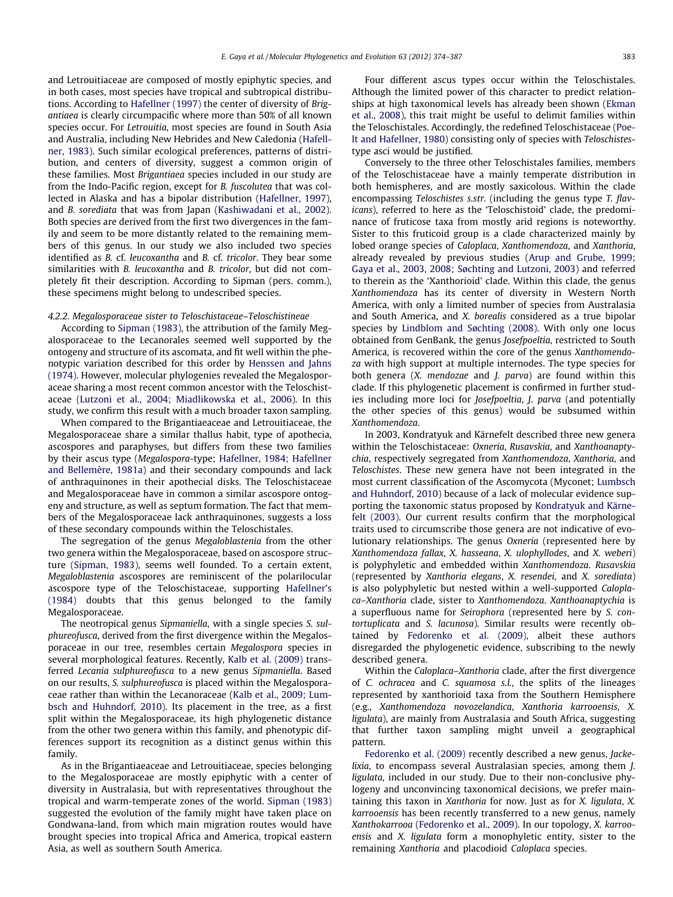and Letrouitiaceae are composed of mostly epiphytic species, and in both cases, most species have tropical and subtropical distributions. According to Hafellner (1997) the center of diversity of *Brigantiaea* is clearly circumpacific where more than 50% of all known species occur. For *Letrouitia*, most species are found in South Asia and Australia, including New Hebrides and New Caledonia (Hafellner, 1983). Such similar ecological preferences, patterns of distribution, and centers of diversity, suggest a common origin of these families. Most *Brigantiaea* species included in our study are from the Indo-Pacific region, except for *B. fuscolutea* that was collected in Alaska and has a bipolar distribution (Hafellner, 1997), and *B. sorediata* that was from Japan (Kashiwadani et al., 2002). Both species are derived from the first two divergences in the family and seem to be more distantly related to the remaining members of this genus. In our study we also included two species identified as *B.* cf. *leucoxantha* and *B.* cf. *tricolor*. They bear some similarities with *B. leucoxantha* and *B. tricolor*, but did not completely fit their description. According to Sipman (pers. comm.), these specimens might belong to undescribed species.

#### 4.2.2. Megalosporaceae sister to Teloschistaceae–Teloschistineae

According to Sipman (1983), the attribution of the family Megalosporaceae to the Lecanorales seemed well supported by the ontogeny and structure of its ascomata, and fit well within the phenotypic variation described for this order by Henssen and Jahns (1974). However, molecular phylogenies revealed the Megalosporaceae sharing a most recent common ancestor with the Teloschistaceae (Lutzoni et al., 2004; Miadlikowska et al., 2006). In this study, we confirm this result with a much broader taxon sampling.

When compared to the Brigantiaeaceae and Letrouitiaceae, the Megalosporaceae share a similar thallus habit, type of apothecia, ascospores and paraphyses, but differs from these two families by their ascus type (*Megalospora*-type; Hafellner, 1984; Hafellner and Bellemère, 1981a) and their secondary compounds and lack of anthraquinones in their apothecial disks. The Teloschistaceae and Megalosporaceae have in common a similar ascospore ontogeny and structure, as well as septum formation. The fact that members of the Megalosporaceae lack anthraquinones, suggests a loss of these secondary compounds within the Teloschistales.

The segregation of the genus *Megaloblastenia* from the other two genera within the Megalosporaceae, based on ascospore structure (Sipman, 1983), seems well founded. To a certain extent, *Megaloblastenia* ascospores are reminiscent of the polarilocular ascospore type of the Teloschistaceae, supporting Hafellner's (1984) doubts that this genus belonged to the family Megalosporaceae.

The neotropical genus *Sipmaniella*, with a single species *S. sulphureofusca*, derived from the first divergence within the Megalosporaceae in our tree, resembles certain *Megalospora* species in several morphological features. Recently, Kalb et al. (2009) transferred *Lecania sulphureofusca* to a new genus *Sipmaniella*. Based on our results, *S. sulphureofusca* is placed within the Megalosporaceae rather than within the Lecanoraceae (Kalb et al., 2009; Lumbsch and Huhndorf, 2010). Its placement in the tree, as a first split within the Megalosporaceae, its high phylogenetic distance from the other two genera within this family, and phenotypic differences support its recognition as a distinct genus within this family.

As in the Brigantiaeaceae and Letrouitiaceae, species belonging to the Megalosporaceae are mostly epiphytic with a center of diversity in Australasia, but with representatives throughout the tropical and warm-temperate zones of the world. Sipman (1983) suggested the evolution of the family might have taken place on Gondwana-land, from which main migration routes would have brought species into tropical Africa and America, tropical eastern Asia, as well as southern South America.

Four different ascus types occur within the Teloschistales. Although the limited power of this character to predict relationships at high taxonomical levels has already been shown (Ekman et al., 2008), this trait might be useful to delimit families within the Teloschistales. Accordingly, the redefined Teloschistaceae (Poelt and Hafellner, 1980) consisting only of species with *Teloschistes*-type asci would be justified.

Conversely to the three other Teloschistales families, members of the Teloschistaceae have a mainly temperate distribution in both hemispheres, and are mostly saxicolous. Within the clade encompassing *Teloschistes s.str.* (including the genus type *T. flavicans*), referred to here as the 'Teloschistoid' clade, the predominance of fruticose taxa from mostly arid regions is noteworthy. Sister to this fruticoid group is a clade characterized mainly by lobed orange species of *Caloplaca*, *Xanthomendoza*, and *Xanthoria*, already revealed by previous studies (Arup and Grube, 1999; Gaya et al., 2003, 2008; Søchting and Lutzoni, 2003) and referred to therein as the 'Xanthorioid' clade. Within this clade, the genus *Xanthomendoza* has its center of diversity in Western North America, with only a limited number of species from Australasia and South America, and *X. borealis* considered as a true bipolar species by Lindblom and Søchting (2008). With only one locus obtained from GenBank, the genus *Josefpoeltia*, restricted to South America, is recovered within the core of the genus *Xanthomendoza* with high support at multiple internodes. The type species for both genera (*X. mendozae* and *J. parva*) are found within this clade. If this phylogenetic placement is confirmed in further studies including more loci for *Josefpoeltia*, *J. parva* (and potentially the other species of this genus) would be subsumed within *Xanthomendoza*.

In 2003, Kondratyuk and Kärnefelt described three new genera within the Teloschistaceae: *Oxneria*, *Rusavskia*, and *Xanthoanaptychia*, respectively segregated from *Xanthomendoza*, *Xanthoria*, and *Teloschistes*. These new genera have not been integrated in the most current classification of the Ascomycota (Myconet; Lumbsch and Huhndorf, 2010) because of a lack of molecular evidence supporting the taxonomic status proposed by Kondratyuk and Kärnefelt (2003). Our current results confirm that the morphological traits used to circumscribe those genera are not indicative of evolutionary relationships. The genus *Oxneria* (represented here by *Xanthomendoza fallax*, *X. hasseana*, *X. ulophyllodes*, and *X. weberi*) is polyphyletic and embedded within *Xanthomendoza*. *Rusavskia* (represented by *Xanthoria elegans*, *X. resendei*, and *X. sorediata*) is also polyphyletic but nested within a well-supported *Caloplaca*–*Xanthoria* clade, sister to *Xanthomendoza*. *Xanthoanaptychia* is a superfluous name for *Seirophora* (represented here by *S. contortuplicata* and *S. lacunosa*). Similar results were recently obtained by Fedorenko et al. (2009), albeit these authors disregarded the phylogenetic evidence, subscribing to the newly described genera.

Within the *Caloplaca*–*Xanthoria* clade, after the first divergence of *C. ochracea* and *C. squamosa s.l.*, the splits of the lineages represented by xanthorioid taxa from the Southern Hemisphere (e.g., *Xanthomendoza novozelandica*, *Xanthoria karrooensis*, *X. ligulata*), are mainly from Australasia and South Africa, suggesting that further taxon sampling might unveil a geographical pattern.

Fedorenko et al. (2009) recently described a new genus, *Jackelixia*, to encompass several Australasian species, among them *J. ligulata*, included in our study. Due to their non-conclusive phylogeny and unconvincing taxonomical decisions, we prefer maintaining this taxon in *Xanthoria* for now. Just as for *X. ligulata*, *X. karrooensis* has been recently transferred to a new genus, namely *Xanthokarrooa* (Fedorenko et al., 2009). In our topology, *X. karrooensis* and *X. ligulata* form a monophyletic entity, sister to the remaining *Xanthoria* and placodioid *Caloplaca* species.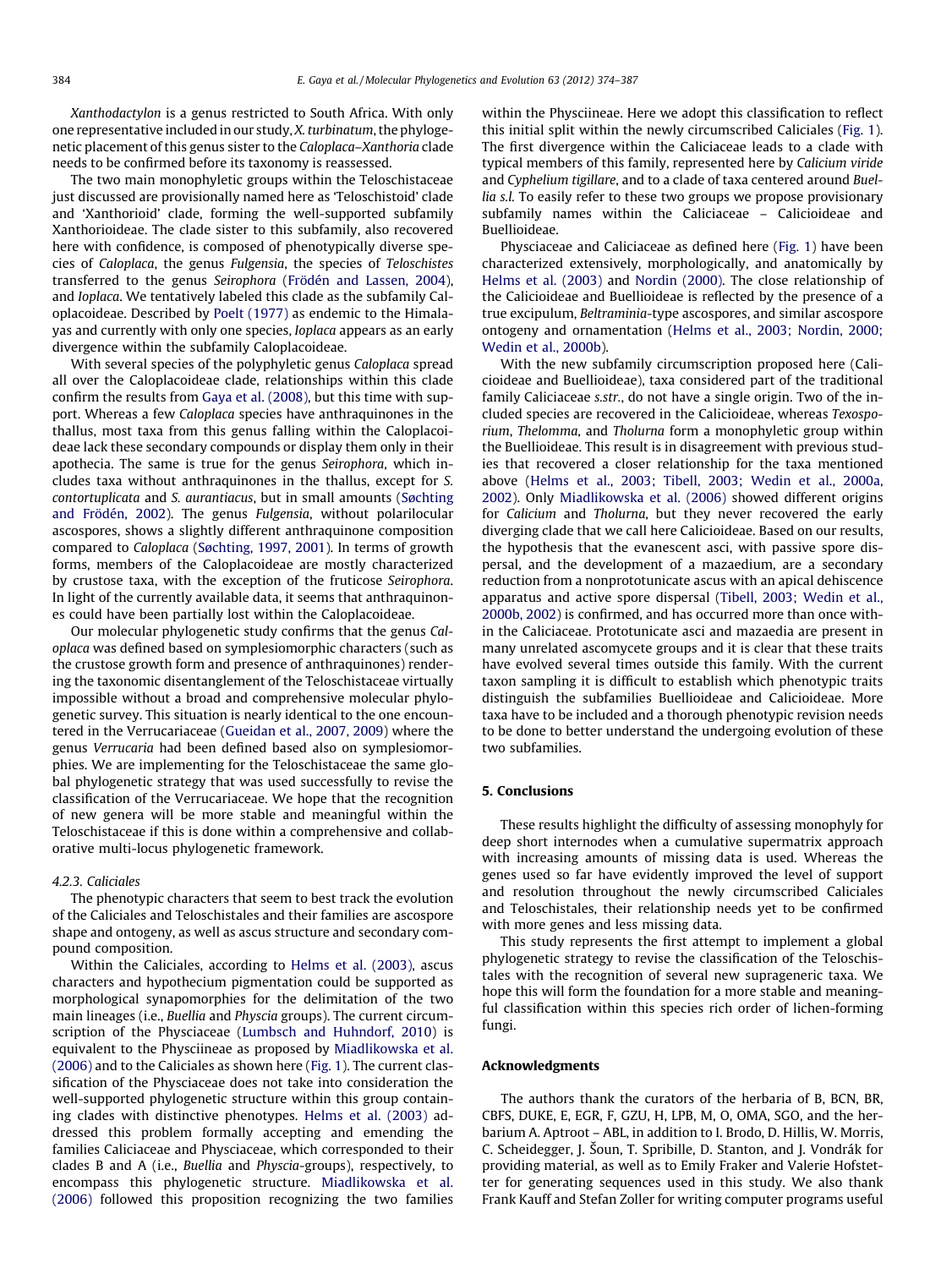*Xanthodactylon* is a genus restricted to South Africa. With only one representative included in our study, *X. turbinatum*, the phylogenetic placement of this genus sister to the *Caloplaca–Xanthoria* clade needs to be confirmed before its taxonomy is reassessed.

The two main monophyletic groups within the Teloschistaceae just discussed are provisionally named here as 'Teloschistoid' clade and 'Xanthorioid' clade, forming the well-supported subfamily Xanthorioideae. The clade sister to this subfamily, also recovered here with confidence, is composed of phenotypically diverse species of *Caloplaca*, the genus *Fulgensia*, the species of *Teloschistes* transferred to the genus *Seirophora* (Frödén and Lassen, 2004), and *Ioplaca*. We tentatively labeled this clade as the subfamily Caloplacoideae. Described by Poelt (1977) as endemic to the Himalayas and currently with only one species, *Ioplaca* appears as an early divergence within the subfamily Caloplacoideae.

With several species of the polyphyletic genus *Caloplaca* spread all over the Caloplacoideae clade, relationships within this clade confirm the results from Gaya et al. (2008), but this time with support. Whereas a few *Caloplaca* species have anthraquinones in the thallus, most taxa from this genus falling within the Caloplacoideae lack these secondary compounds or display them only in their apothecia. The same is true for the genus *Seirophora*, which includes taxa without anthraquinones in the thallus, except for *S. contortuplicata* and *S. aurantiacus*, but in small amounts (Søchting and Frödén, 2002). The genus *Fulgensia*, without polarilocular ascospores, shows a slightly different anthraquinone composition compared to *Caloplaca* (Søchting, 1997, 2001). In terms of growth forms, members of the Caloplacoideae are mostly characterized by crustose taxa, with the exception of the fruticose *Seirophora*. In light of the currently available data, it seems that anthraquinones could have been partially lost within the Caloplacoideae.

Our molecular phylogenetic study confirms that the genus *Caloplaca* was defined based on symplesiomorphic characters (such as the crustose growth form and presence of anthraquinones) rendering the taxonomic disentanglement of the Teloschistaceae virtually impossible without a broad and comprehensive molecular phylogenetic survey. This situation is nearly identical to the one encountered in the Verrucariaceae (Gueidan et al., 2007, 2009) where the genus *Verrucaria* had been defined based also on symplesiomorphies. We are implementing for the Teloschistaceae the same global phylogenetic strategy that was used successfully to revise the classification of the Verrucariaceae. We hope that the recognition of new genera will be more stable and meaningful within the Teloschistaceae if this is done within a comprehensive and collaborative multi-locus phylogenetic framework.

#### 4.2.3. Caliciales

The phenotypic characters that seem to best track the evolution of the Caliciales and Teloschistales and their families are ascospore shape and ontogeny, as well as ascus structure and secondary compound composition.

Within the Caliciales, according to Helms et al. (2003), ascus characters and hypothecium pigmentation could be supported as morphological synapomorphies for the delimitation of the two main lineages (i.e., *Buellia* and *Physcia* groups). The current circumscription of the Physciaceae (Lumbsch and Huhndorf, 2010) is equivalent to the Physciineae as proposed by Miadlikowska et al. (2006) and to the Caliciales as shown here (Fig. 1). The current classification of the Physciaceae does not take into consideration the well-supported phylogenetic structure within this group containing clades with distinctive phenotypes. Helms et al. (2003) addressed this problem formally accepting and emending the families Caliciaceae and Physciaceae, which corresponded to their clades B and A (i.e., *Buellia* and *Physcia*-groups), respectively, to encompass this phylogenetic structure. Miadlikowska et al. (2006) followed this proposition recognizing the two families within the Physciineae. Here we adopt this classification to reflect this initial split within the newly circumscribed Caliciales (Fig. 1). The first divergence within the Caliciaceae leads to a clade with typical members of this family, represented here by *Calicium viride* and *Cyphelium tigillare*, and to a clade of taxa centered around *Buellia s.l.* To easily refer to these two groups we propose provisionary subfamily names within the Caliciaceae – Calicioideae and Buellioideae.

Physciaceae and Caliciaceae as defined here (Fig. 1) have been characterized extensively, morphologically, and anatomically by Helms et al. (2003) and Nordin (2000). The close relationship of the Calicioideae and Buellioideae is reflected by the presence of a true excipulum, *Beltraminia*-type ascospores, and similar ascospore ontogeny and ornamentation (Helms et al., 2003; Nordin, 2000; Wedin et al., 2000b).

With the new subfamily circumscription proposed here (Calicioideae and Buellioideae), taxa considered part of the traditional family Caliciaceae *s.str.*, do not have a single origin. Two of the included species are recovered in the Calicioideae, whereas *Texosporium*, *Thelomma*, and *Tholurna* form a monophyletic group within the Buellioideae. This result is in disagreement with previous studies that recovered a closer relationship for the taxa mentioned above (Helms et al., 2003; Tibell, 2003; Wedin et al., 2000a, 2002). Only Miadlikowska et al. (2006) showed different origins for *Calicium* and *Tholurna*, but they never recovered the early diverging clade that we call here Calicioideae. Based on our results, the hypothesis that the evanescent asci, with passive spore dispersal, and the development of a mazaedium, are a secondary reduction from a nonprototunicate ascus with an apical dehiscence apparatus and active spore dispersal (Tibell, 2003; Wedin et al., 2000b, 2002) is confirmed, and has occurred more than once within the Caliciaceae. Prototunicate asci and mazaedia are present in many unrelated ascomycete groups and it is clear that these traits have evolved several times outside this family. With the current taxon sampling it is difficult to establish which phenotypic traits distinguish the subfamilies Buellioideae and Calicioideae. More taxa have to be included and a thorough phenotypic revision needs to be done to better understand the undergoing evolution of these two subfamilies.

## 5. Conclusions

These results highlight the difficulty of assessing monophyly for deep short internodes when a cumulative supermatrix approach with increasing amounts of missing data is used. Whereas the genes used so far have evidently improved the level of support and resolution throughout the newly circumscribed Caliciales and Teloschistales, their relationship needs yet to be confirmed with more genes and less missing data.

This study represents the first attempt to implement a global phylogenetic strategy to revise the classification of the Teloschistales with the recognition of several new suprageneric taxa. We hope this will form the foundation for a more stable and meaningful classification within this species rich order of lichen-forming fungi.

## Acknowledgments

The authors thank the curators of the herbaria of B, BCN, BR, CBFS, DUKE, E, EGR, F, GZU, H, LPB, M, O, OMA, SGO, and the herbarium A. Aptroot – ABL, in addition to I. Brodo, D. Hillis, W. Morris, C. Scheidegger, J. Šoun, T. Spribille, D. Stanton, and J. Vondrák for providing material, as well as to Emily Fraker and Valerie Hofstetter for generating sequences used in this study. We also thank Frank Kauff and Stefan Zoller for writing computer programs useful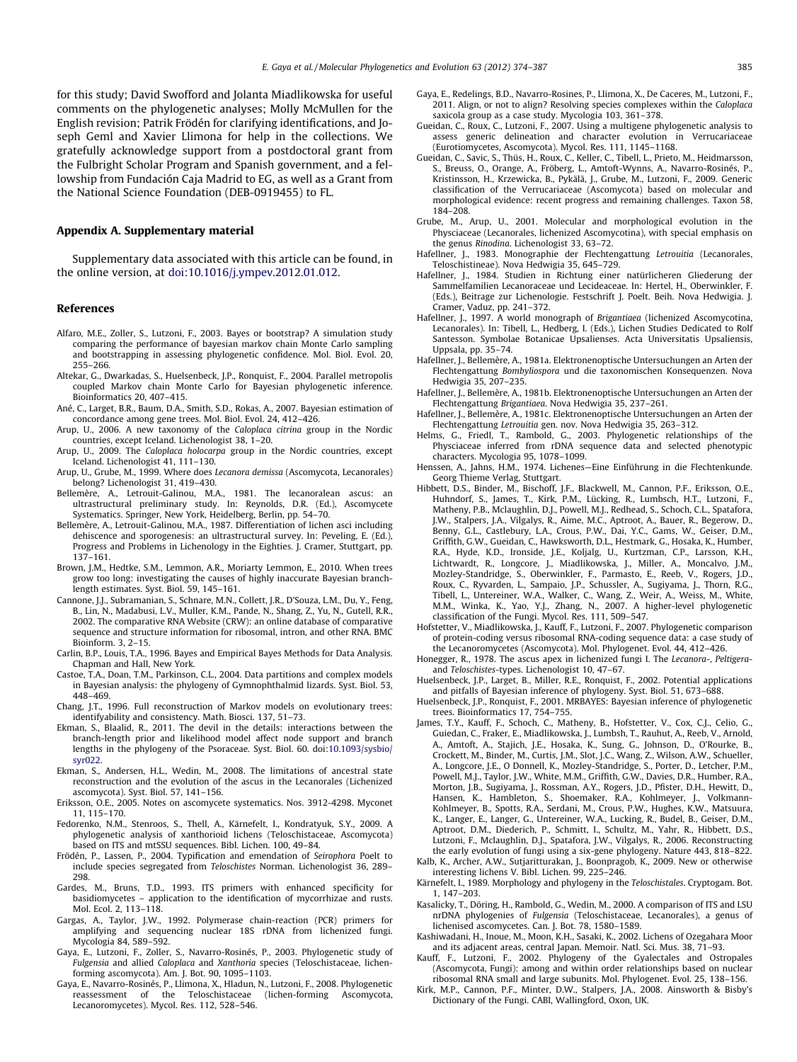for this study; David Swofford and Jolanta Miadlikowska for useful comments on the phylogenetic analyses; Molly McMullen for the English revision; Patrik Frödén for clarifying identifications, and Joseph Geml and Xavier Llimona for help in the collections. We gratefully acknowledge support from a postdoctoral grant from the Fulbright Scholar Program and Spanish government, and a fellowship from Fundación Caja Madrid to EG, as well as a Grant from the National Science Foundation (DEB-0919455) to FL.

## Appendix A. Supplementary material

Supplementary data associated with this article can be found, in the online version, at doi:10.1016/j.ympev.2012.01.012.

## References

Alfaro, M.E., Zoller, S., Lutzoni, F., 2003. Bayes or bootstrap? A simulation study comparing the performance of bayesian markov chain Monte Carlo sampling and bootstrapping in assessing phylogenetic confidence. Mol. Biol. Evol. 20, 255–266.

Altekar, G., Dwarkadas, S., Huelsenbeck, J.P., Ronquist, F., 2004. Parallel metropolis coupled Markov chain Monte Carlo for Bayesian phylogenetic inference. Bioinformatics 20, 407–415.

Ané, C., Larget, B.R., Baum, D.A., Smith, S.D., Rokas, A., 2007. Bayesian estimation of concordance among gene trees. Mol. Biol. Evol. 24, 412–426.

Arup, U., 2006. A new taxonomy of the *Caloplaca citrina* group in the Nordic countries, except Iceland. Lichenologist 38, 1–20.

Arup, U., 2009. The *Caloplaca holocarpa* group in the Nordic countries, except Iceland. Lichenologist 41, 111–130.

Arup, U., Grube, M., 1999. Where does *Lecanora demissa* (Ascomycota, Lecanorales) belong? Lichenologist 31, 419–430.

Bellemère, A., Letroit-Galinou, M.A., 1981. The lecanoralean ascus: an ultrastructural preliminary study. In: Reynolds, D.R. (Ed.), Ascomycete Systematics. Springer, New York, Heidelberg, Berlin, pp. 54–70.

Bellemère, A., Letroit-Galinou, M.A., 1987. Differentiation of lichen asci including dehiscence and sporogenesis: an ultrastructural survey. In: Peveling, E. (Ed.), Progress and Problems in Lichenology in the Eighties. J. Cramer, Stuttgart, pp. 137–161.

Brown, J.M., Hedtke, S.M., Lemmon, A.R., Moriarty Lemmon, E., 2010. When trees grow too long: investigating the causes of highly inaccurate Bayesian branch-length estimates. Syst. Biol. 59, 145–161.

Cannone, J.J., Subramanian, S., Schnare, M.N., Collett, J.R., D'Souza, L.M., Du, Y., Feng, B., Lin, N., Madabusi, L.V., Muller, K.M., Pande, N., Shang, Z., Yu, N., Gutell, R.R., 2002. The comparative RNA Website (CRW): an online database of comparative sequence and structure information for ribosomal, intron, and other RNA. BMC Bioinform. 3, 2–15.

Carlin, B.P., Louis, T.A., 1996. Bayes and Empirical Bayes Methods for Data Analysis. Chapman and Hall, New York.

Castoe, T.A., Doan, T.M., Parkinson, C.L., 2004. Data partitions and complex models in Bayesian analysis: the phylogeny of Gymnophthalmid lizards. Syst. Biol. 53, 448–469.

Chang, J.T., 1996. Full reconstruction of Markov models on evolutionary trees: identifyability and consistency. Math. Biosci. 137, 51–73.

Ekman, S., Blaalid, R., 2011. The devil in the details: interactions between the branch-length prior and likelihood model affect node support and branch lengths in the phylogeny of the Psoraceae. Syst. Biol. 60. doi:10.1093/sysbio/syr022.

Ekman, S., Andersen, H.L., Wedin, M., 2008. The limitations of ancestral state reconstruction and the evolution of the ascus in the Lecanorales (Lichenized ascomycota). Syst. Biol. 57, 141–156.

Eriksson, O.E., 2005. Notes on ascomycete systematics. Nos. 3912-4298. Myconet 11, 115–170.

Fedorenko, N.M., Stenroos, S., Thell, A., Kärnefelt, I., Kondratyuk, S.Y., 2009. A phylogenetic analysis of xanthorioid lichens (Teloschistaceae, Ascomycota) based on ITS and mtSSU sequences. Bibl. Lichen. 100, 49–84.

Frödén, P., Lassen, P., 2004. Typification and emendation of *Seirophora* Poelt to include species segregated from *Teloschistes* Norman. Lichenologist 36, 289–298.

Gardes, M., Bruns, T.D., 1993. ITS primers with enhanced specificity for basidiomycetes – application to the identification of mycorrhizae and rusts. Mol. Ecol. 2, 113–118.

Gargas, A., Taylor, J.W., 1992. Polymerase chain-reaction (PCR) primers for amplifying and sequencing nuclear 18S rDNA from lichenized fungi. Mycologia 84, 589–592.

Gaya, E., Lutzoni, F., Zoller, S., Navarro-Rosinés, P., 2003. Phylogenetic study of *Fulgensia* and allied *Caloplaca* and *Xanthoria* species (Teloschistaceae, lichen-forming ascomycota). Am. J. Bot. 90, 1095–1103.

Gaya, E., Navarro-Rosinés, P., Llimona, X., Hladun, N., Lutzoni, F., 2008. Phylogenetic reassessment of the Teloschistaceae (lichen-forming Ascomycota, Lecanoromycetes). Mycol. Res. 112, 528–546.

Gaya, E., Redelings, B.D., Navarro-Rosines, P., Llimona, X., De Caceres, M., Lutzoni, F., 2011. Align, or not to align? Resolving species complexes within the *Caloplaca* saxicola group as a case study. Mycologia 103, 361–378.

Gueidan, C., Roux, C., Lutzoni, F., 2007. Using a multigene phylogenetic analysis to assess generic delineation and character evolution in Verrucariaceae (Eurotiomycetes, Ascomycota). Mycol. Res. 111, 1145–1168.

Gueidan, C., Savic, S., Thüs, H., Roux, C., Keller, C., Tibell, L., Prieto, M., Heidmarsson, S., Breuss, O., Orange, A., Fröberg, L., Amtoft-Wynns, A., Navarro-Rosinés, P., Kristinsson, H., Krzewicka, B., Pykälä, J., Grube, M., Lutzoni, F., 2009. Generic classification of the Verrucariaceae (Ascomycota) based on molecular and morphological evidence: recent progress and remaining challenges. Taxon 58, 184–208.

Grube, M., Arup, U., 2001. Molecular and morphological evolution in the Physciaceae (Lecanorales, lichenized Ascomycotina), with special emphasis on the genus *Rinodina*. Lichenologist 33, 63–72.

Hafellner, J., 1983. Monographie der Flechtengattung *Letrouitia* (Lecanorales, Teloschistineae). Nova Hedwigia 35, 645–729.

Hafellner, J., 1984. Studien in Richtung einer natürlicheren Gliederung der Sammelfamilien Lecanoraceae und Lecideaceae. In: Hertel, H., Oberwinkler, F. (Eds.), Beitrage zur Lichenologie. Festschrift J. Poelt. Beih. Nova Hedwigia. J. Cramer, Vaduz, pp. 241–372.

Hafellner, J., 1997. A world monograph of *Brigantiaea* (lichenized Ascomycotina, Lecanorales). In: Tibell, L., Hedberg, I. (Eds.), Lichen Studies Dedicated to Rolf Santesson. Symbolae Botanicae Upsalienses. Acta Universitatis Upsaliensis, Uppsala, pp. 35–74.

Hafellner, J., Bellemère, A., 1981a. Elektronenoptische Untersuchungen an Arten der Flechtengattung *Bombyliospora* und die taxonomischen Konsequenzen. Nova Hedwigia 35, 207–235.

Hafellner, J., Bellemère, A., 1981b. Elektronenoptische Untersuchungen an Arten der Flechtengattung *Brigantiaea*. Nova Hedwigia 35, 237–261.

Hafellner, J., Bellemère, A., 1981c. Elektronenoptische Untersuchungen an Arten der Flechtengattung *Letrouitia* gen. nov. Nova Hedwigia 35, 263–312.

Helms, G., Friedl, T., Rambold, G., 2003. Phylogenetic relationships of the Physciaceae inferred from rDNA sequence data and selected phenotypic characters. Mycologia 95, 1078–1099.

Henssen, A., Jahns, H.M., 1974. Lichenes—Eine Einführung in die Flechtenkunde. Georg Thieme Verlag, Stuttgart.

Hibbett, D.S., Binder, M., Bischoff, J.F., Blackwell, M., Cannon, P.F., Eriksson, O.E., Huhndorf, S., James, T., Kirk, P.M., Lücking, R., Lumbsch, H.T., Lutzoni, F., Matheny, P.B., Mclaughlin, D.J., Powell, M.J., Redhead, S., Schoch, C.L., Spatafora, J.W., Stalpers, J.A., Vilgalys, R., Aime, M.C., Aptroot, A., Bauer, R., Begerow, D., Benny, G.L., Castlebury, L.A., Crous, P.W., Dai, Y.C., Gams, W., Geiser, D.M., Griffith, G.W., Gueidan, C., Hawksworth, D.L., Hestmark, G., Hosaka, K., Humber, R.A., Hyde, K.D., Ironside, J.E., Koljalg, U., Kurtzman, C.P., Larsson, K.H., Lichtwardt, R., Longcore, J., Miadlikowska, J., Miller, A., Moncalvo, J.M., Mozley-Standridge, S., Oberwinkler, F., Parmasto, E., Reeb, V., Rogers, J.D., Roux, C., Ryvarden, L., Sampaio, J.P., Schussler, A., Sugiyama, J., Thorn, R.G., Tibell, L., Untereiner, W.A., Walker, C., Wang, Z., Weir, A., Weiss, M., White, M.M., Winka, K., Yao, Y.J., Zhang, N., 2007. A higher-level phylogenetic classification of the Fungi. Mycol. Res. 111, 509–547.

Hofstetter, V., Miadlikowska, J., Kauff, F., Lutzoni, F., 2007. Phylogenetic comparison of protein-coding versus ribosomal RNA-coding sequence data: a case study of the Lecanoromycetes (Ascomycota). Mol. Phylogenet. Evol. 44, 412–426.

Honegger, R., 1978. The ascus apex in lichenized fungi I. The *Lecanora*-, *Peltigera*- and *Teloschistes*-types. Lichenologist 10, 47–67.

Huelsenbeck, J.P., Larget, B., Miller, R.E., Ronquist, F., 2002. Potential applications and pitfalls of Bayesian inference of phylogeny. Syst. Biol. 51, 673–688.

Huelsenbeck, J.P., Ronquist, F., 2001. MRBAYES: Bayesian inference of phylogenetic trees. Bioinformatics 17, 754–755.

James, T.Y., Kauff, F., Schoch, C., Matheny, B., Hofstetter, V., Cox, C.J., Celio, G., Guiedan, C., Fraker, E., Miadlikowska, J., Lumbsh, T., Rauhut, A., Reeb, V., Arnold, A., Amtoft, A., Stajich, J.E., Hosaka, K., Sung, G., Johnson, D., O'Rourke, B., Crockett, M., Binder, M., Curtis, J.M., Slot, J.C., Wang, Z., Wilson, A.W., Schueller, A., Longcore, J.E., O Donnell, K., Mozley-Standridge, S., Porter, D., Letcher, P.M., Powell, M.J., Taylor, J.W., White, M.M., Griffith, G.W., Davies, D.R., Humber, R.A., Morton, J.B., Sugiyama, J., Rossman, A.Y., Rogers, J.D., Pfister, D.H., Hewitt, D., Hansen, K., Hambleton, S., Shoemaker, R.A., Kohlmeyer, J., Volkmann-Kohlmeyer, B., Spotts, R.A., Serdani, M., Crous, P.W., Hughes, K.W., Matsuura, K., Langer, E., Langer, G., Untereiner, W.A., Lucking, R., Budel, B., Geiser, D.M., Aptroot, D.M., Diederich, P., Schmitt, I., Schultz, M., Yahr, R., Hibbett, D.S., Lutzoni, F., Mclaughlin, D.J., Spatafora, J.W., Vilgalys, R., 2006. Reconstructing the early evolution of fungi using a six-gene phylogeny. Nature 443, 818–822.

Kalb, K., Archer, A.W., Sutjaritturakan, J., Boonpragob, K., 2009. New or otherwise interesting lichens V. Bibl. Lichen. 99, 225–246.

Kärnefelt, I., 1989. Morphology and phylogeny in the *Teloschistales*. Cryptogam. Bot. 1, 147–203.

Kasalicky, T., Döring, H., Rambold, G., Wedin, M., 2000. A comparison of ITS and LSU nrDNA phylogenies of *Fulgensia* (Teloschistaceae, Lecanorales), a genus of lichenised ascomycetes. Can. J. Bot. 78, 1580–1589.

Kashiwadani, H., Inoue, M., Moon, K.H., Sasaki, K., 2002. Lichens of Ozegahara Moor and its adjacent areas, central Japan. Memoir. Natl. Sci. Mus. 38, 71–93.

Kauff, F., Lutzoni, F., 2002. Phylogeny of the Gyalectales and Ostropales (Ascomycota, Fungi): among and within order relationships based on nuclear ribosomal RNA small and large subunits. Mol. Phylogenet. Evol. 25, 138–156.

Kirk, M.P., Cannon, P.F., Minter, D.W., Stalpers, J.A., 2008. Ainsworth & Bisby's Dictionary of the Fungi. CABI, Wallingford, Oxon, UK.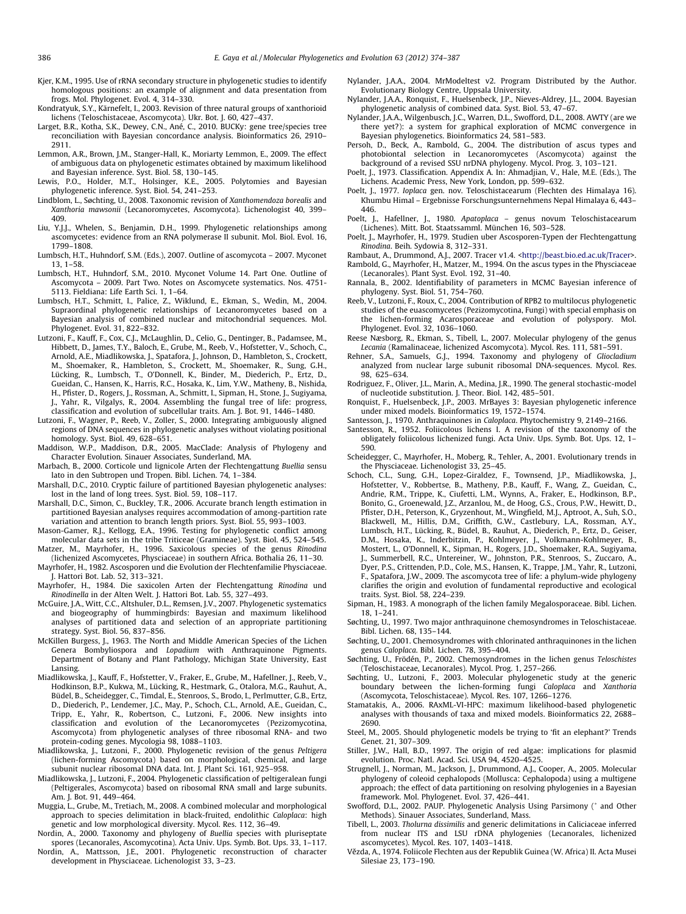Kjer, K.M., 1995. Use of rRNA secondary structure in phylogenetic studies to identify homologous positions: an example of alignment and data presentation from frogs. Mol. Phylogenet. Evol. 4, 314–330.

Kondratyuk, S.Y., Kärnefelt, I., 2003. Revision of three natural groups of xanthorioid lichens (Teloschistaceae, Ascomycota). Ukr. Bot. J. 60, 427–437.

Larget, B.R., Kotha, S.K., Dewey, C.N., Ané, C., 2010. BUCKy: gene tree/species tree reconciliation with Bayesian concordance analysis. Bioinformatics 26, 2910–2911.

Lemmon, A.R., Brown, J.M., Stanger-Hall, K., Moriarty Lemmon, E., 2009. The effect of ambiguous data on phylogenetic estimates obtained by maximum likelihood and Bayesian inference. Syst. Biol. 58, 130–145.

Lewis, P.O., Holder, M.T., Holsinger, K.E., 2005. Polytomies and Bayesian phylogenetic inference. Syst. Biol. 54, 241–253.

Lindblom, L., Søchting, U., 2008. Taxonomic revision of *Xanthomendoza borealis* and *Xanthoria mawsonii* (Lecanoromycetes, Ascomycota). Lichenologist 40, 399–409.

Liu, Y.J.J., Whelen, S., Benjamin, D.H., 1999. Phylogenetic relationships among ascomycetes: evidence from an RNA polymerase II subunit. Mol. Biol. Evol. 16, 1799–1808.

Lumbsch, H.T., Huhndorf, S.M. (Eds.), 2007. Outline of ascomycota – 2007. Myconet 13, 1–58.

Lumbsch, H.T., Huhndorf, S.M., 2010. Myconet Volume 14. Part One. Outline of Ascomycota – 2009. Part Two. Notes on Ascomycete systematics. Nos. 4751-5113. Fieldiana: Life Earth Sci. 1, 1–64.

Lumbsch, H.T., Schmitt, I., Palice, Z., Wiklund, E., Ekman, S., Wedin, M., 2004. Supraordinal phylogenetic relationships of Lecanoromycetes based on a Bayesian analysis of combined nuclear and mitochondrial sequences. Mol. Phylogenet. Evol. 31, 822–832.

Lutzoni, F., Kauff, F., Cox, C.J., McLaughlin, D., Celio, G., Dentinger, B., Padamsee, M., Hibbett, D., James, T.Y., Baloch, E., Grube, M., Reeb, V., Hofstetter, V., Schoch, C., Arnold, A.E., Miadlikowska, J., Spatafora, J., Johnson, D., Hambleton, S., Crockett, M., Shoemaker, R., Hambleton, S., Crockett, M., Shoemaker, R., Sung, G.H., Lücking, R., Lumbsch, T., O'Donnell, K., Binder, M., Diederich, P., Ertz, D., Gueidan, C., Hansen, K., Harris, R.C., Hosaka, K., Lim, Y.W., Matheny, B., Nishida, H., Pfister, D., Rogers, J., Rossman, A., Schmitt, I., Sipman, H., Stone, J., Sugiyama, J., Yahr, R., Vilgalys, R., 2004. Assembling the fungal tree of life: progress, classification and evolution of subcellular traits. Am. J. Bot. 91, 1446–1480.

Lutzoni, F., Wagner, P., Reeb, V., Zoller, S., 2000. Integrating ambiguously aligned regions of DNA sequences in phylogenetic analyses without violating positional homology. Syst. Biol. 49, 628–651.

Maddison, W.P., Maddison, D.R., 2005. MacClade: Analysis of Phylogeny and Character Evolution. Sinauer Associates, Sunderland, MA.

Marbach, B., 2000. Corticole und lignicole Arten der Flechtengattung *Buellia* sensu lato in den Subtropen und Tropen. Bibl. Lichen. 74, 1–384.

Marshall, D.C., 2010. Cryptic failure of partitioned Bayesian phylogenetic analyses: lost in the land of long trees. Syst. Biol. 59, 108–117.

Marshall, D.C., Simon, C., Buckley, T.R., 2006. Accurate branch length estimation in partitioned Bayesian analyses requires accommodation of among-partition rate variation and attention to branch length priors. Syst. Biol. 55, 993–1003.

Mason-Gamer, R.J., Kellogg, E.A., 1996. Testing for phylogenetic conflict among molecular data sets in the tribe Triticeae (Gramineae). Syst. Biol. 45, 524–545.

Matzer, M., Mayrhofer, H., 1996. Saxicolous species of the genus *Rinodina* (lichenized Ascomycetes, Physciaceae) in southern Africa. Bothalia 26, 11–30.

Mayrhofer, H., 1982. Ascosporen und die Evolution der Flechtenfamilie Physciaceae. J. Hattori Bot. Lab. 52, 313–321.

Mayrhofer, H., 1984. Die saxicolen Arten der Flechtengattung *Rinodina* und *Rinodinella* in der Alten Welt. J. Hattori Bot. Lab. 55, 327–493.

McGuire, J.A., Witt, C.C., Altshuler, D.L., Remsen, J.V., 2007. Phylogenetic systematics and biogeography of hummingbirds: Bayesian and maximum likelihood analyses of partitioned data and selection of an appropriate partitioning strategy. Syst. Biol. 56, 837–856.

McKillen Burgess, J., 1963. The North and Middle American Species of the Lichen Genera Bombyliospora and *Lopadium* with Anthraquinone Pigments. Department of Botany and Plant Pathology, Michigan State University, East Lansing.

Miadlikowska, J., Kauff, F., Hofstetter, V., Fraker, E., Grube, M., Hafellner, J., Reeb, V., Hodkinson, B.P., Kukwa, M., Lücking, R., Hestmark, G., Otalora, M.G., Rauhut, A., Büdel, B., Scheidegger, C., Timdal, E., Stenroos, S., Brodo, I., Perlmutter, G.B., Ertz, D., Diederich, P., Lendemer, J.C., May, P., Schoch, C.L., Arnold, A.E., Gueidan, C., Tripp, E., Yahr, R., Robertson, C., Lutzoni, F., 2006. New insights into classification and evolution of the Lecanoromycetes (Pezizomycotina, Ascomycota) from phylogenetic analyses of three ribosomal RNA- and two protein-coding genes. Mycologia 98, 1088–1103.

Miadlikowska, J., Lutzoni, F., 2000. Phylogenetic revision of the genus *Peltigera* (lichen-forming Ascomycota) based on morphological, chemical, and large subunit nuclear ribosomal DNA data. Int. J. Plant Sci. 161, 925–958.

Miadlikowska, J., Lutzoni, F., 2004. Phylogenetic classification of peltigeralean fungi (Peltigerales, Ascomycota) based on ribosomal RNA small and large subunits. Am. J. Bot. 91, 449–464.

Muggia, L., Grube, M., Tretiach, M., 2008. A combined molecular and morphological approach to species delimitation in black-fruited, endolithic *Caloplaca*: high genetic and low morphological diversity. Mycol. Res. 112, 36–49.

Nordin, A., 2000. Taxonomy and phylogeny of *Buellia* species with pluriseptate spores (Lecanorales, Ascomycotina). Acta Univ. Ups. Symb. Bot. Ups. 33, 1–117.

Nordin, A., Mattsson, J.E., 2001. Phylogenetic reconstruction of character development in Physciaceae. Lichenologist 33, 3–23.

Nylander, J.A.A., 2004. MrModeltest v2. Program Distributed by the Author. Evolutionary Biology Centre, Uppsala University.

Nylander, J.A.A., Ronquist, F., Huelsenbeck, J.P., Nieves-Aldrey, J.L., 2004. Bayesian phylogenetic analysis of combined data. Syst. Biol. 53, 47–67.

Nylander, J.A.A., Wilgenbusch, J.C., Warren, D.L., Swofford, D.L., 2008. AWTY (are we there yet?): a system for graphical exploration of MCMC convergence in Bayesian phylogenetics. Bioinformatics 24, 581–583.

Persoh, D., Beck, A., Rambold, G., 2004. The distribution of ascus types and photobiontal selection in Lecanoromycetes (Ascomycota) against the background of a revised SSU nrDNA phylogeny. Mycol. Prog. 3, 103–121.

Poelt, J., 1973. Classification. Appendix A. In: Ahmadjian, V., Hale, M.E. (Eds.), The Lichens. Academic Press, New York, London, pp. 599–632.

Poelt, J., 1977. *Ioplaca* gen. nov. Teloschistacearum (Flechten des Himalaya 16). Khumbu Himal – Ergebnisse Forschungsunternehmens Nepal Himalaya 6, 443–446.

Poelt, J., Hafellner, J., 1980. *Apatoplaca* – genus novum Teloschistacearum (Lichenes). Mitt. Bot. Staatssamml. München 16, 503–528.

Poelt, J., Mayrhofer, H., 1979. Studien über Ascosporen-Typen der Flechtengattung *Rinodina*. Beih. Sydowia 8, 312–331.

Rambaut, A., Drummond, A.J., 2007. Tracer v1.4. <http://beast.bio.ed.ac.uk/Tracer>.

Rambold, G., Mayrhofer, H., Matzer, M., 1994. On the ascus types in the Physciaceae (Lecanorales). Plant Syst. Evol. 192, 31–40.

Rannala, B., 2002. Identifiability of parameters in MCMC Bayesian inference of phylogeny. Syst. Biol. 51, 754–760.

Reeb, V., Lutzoni, F., Roux, C., 2004. Contribution of RPB2 to multilocus phylogenetic studies of the euascomycetes (Pezizomycotina, Fungi) with special emphasis on the lichen-forming Acarosporaceae and evolution of polyspory. Mol. Phylogenet. Evol. 32, 1036–1060.

Reese Næsborg, R., Ekman, S., Tibell, L., 2007. Molecular phylogeny of the genus *Lecania* (Ramalinaceae, lichenized Ascomycota). Mycol. Res. 111, 581–591.

Rehner, S.A., Samuels, G.J., 1994. Taxonomy and phylogeny of *Gliocladium* analyzed from nuclear large subunit ribosomal DNA-sequences. Mycol. Res. 98, 625–634.

Rodriguez, F., Oliver, J.L., Marin, A., Medina, J.R., 1990. The general stochastic-model of nucleotide substitution. J. Theor. Biol. 142, 485–501.

Ronquist, F., Huelsenbeck, J.P., 2003. MrBayes 3: Bayesian phylogenetic inference under mixed models. Bioinformatics 19, 1572–1574.

Santesson, J., 1970. Anthraquinones in *Caloplaca*. Phytochemistry 9, 2149–2166.

Santesson, R., 1952. Foliicolous lichens I. A revision of the taxonomy of the obligately foliicolous lichenized fungi. Acta Univ. Ups. Symb. Bot. Ups. 12, 1–590.

Scheidegger, C., Mayrhofer, H., Moberg, R., Tehler, A., 2001. Evolutionary trends in the Physciaceae. Lichenologist 33, 25–45.

Schoch, C.L., Sung, G.H., Lopez-Giraldez, F., Townsend, J.P., Miadlikowska, J., Hofstetter, V., Robbertse, B., Matheny, P.B., Kauff, F., Wang, Z., Gueidan, C., Andrie, R.M., Trippe, K., Ciufetti, L.M., Wynns, A., Fraker, E., Hodkinson, B.P., Bonito, G., Groenewald, J.Z., Arzanlou, M., de Hoog, G.S., Crous, P.W., Hewitt, D., Pfister, D.H., Peterson, K., Gryzenhout, M., Wingfield, M.J., Aptroot, A., Suh, S.O., Blackwell, M., Hillis, D.M., Griffith, G.W., Castlebury, L.A., Rossman, A.Y., Lumbsch, H.T., Lücking, R., Büdel, B., Rauhut, A., Diederich, P., Ertz, D., Geiser, D.M., Hosaka, K., Inderbitzin, P., Kohlmeyer, J., Volkmann-Kohlmeyer, B., Mostert, L., O'Donnell, K., Sipman, H., Rogers, J.D., Shoemaker, R.A., Sugiyama, J., Summerbell, R.C., Untereiner, W., Johnston, P.R., Stenroos, S., Zuccaro, A., Dyer, P.S., Crittenden, P.D., Cole, M.S., Hansen, K., Trappe, J.M., Yahr, R., Lutzoni, F., Spatafora, J.W., 2009. The ascomycota tree of life: a phylum-wide phylogeny clarifies the origin and evolution of fundamental reproductive and ecological traits. Syst. Biol. 58, 224–239.

Sipman, H., 1983. A monograph of the lichen family Megalosporaceae. Bibl. Lichen. 18, 1–241.

Søchting, U., 1997. Two major anthraquinone chemosyndromes in Teloschistaceae. Bibl. Lichen. 68, 135–144.

Søchting, U., 2001. Chemosyndromes with chlorinated anthraquinones in the lichen genus *Caloplaca*. Bibl. Lichen. 78, 395–404.

Søchting, U., Frödén, P., 2002. Chemosyndromes in the lichen genus *Teloschistes* (Teloschistaceae, Lecanorales). Mycol. Prog. 1, 257–266.

Søchting, U., Lutzoni, F., 2003. Molecular phylogenetic study at the generic boundary between the lichen-forming fungi *Caloplaca* and *Xanthoria* (Ascomycota, Teloschistaceae). Mycol. Res. 107, 1266–1276.

Stamatakis, A., 2006. RAxML-VI-HPC: maximum likelihood-based phylogenetic analyses with thousands of taxa and mixed models. Bioinformatics 22, 2688–2690.

Steel, M., 2005. Should phylogenetic models be trying to 'fit an elephant?' Trends Genet. 21, 307–309.

Stiller, J.W., Hall, B.D., 1997. The origin of red algae: implications for plasmid evolution. Proc. Natl. Acad. Sci. USA 94, 4520–4525.

Strugnell, J., Norman, M., Jackson, J., Drummond, A.J., Cooper, A., 2005. Molecular phylogeny of coleoid cephalopods (Mollusca: Cephalopoda) using a multigene approach; the effect of data partitioning on resolving phylogenies in a Bayesian framework. Mol. Phylogenet. Evol. 37, 426–441.

Swofford, D.L., 2002. PAUP. Phylogenetic Analysis Using Parsimony (* and Other Methods). Sinauer Associates, Sunderland, Mass.

Tibell, L., 2003. *Tholurna dissimilis* and generic delimitations in Caliciaceae inferred from nuclear ITS and LSU rDNA phylogenies (Lecanorales, lichenized ascomycetes). Mycol. Res. 107, 1403–1418.

Vězda, A., 1974. Foliicole Flechten aus der Republik Guinea (W. Africa) II. Acta Musei Silesiae 23, 173–190.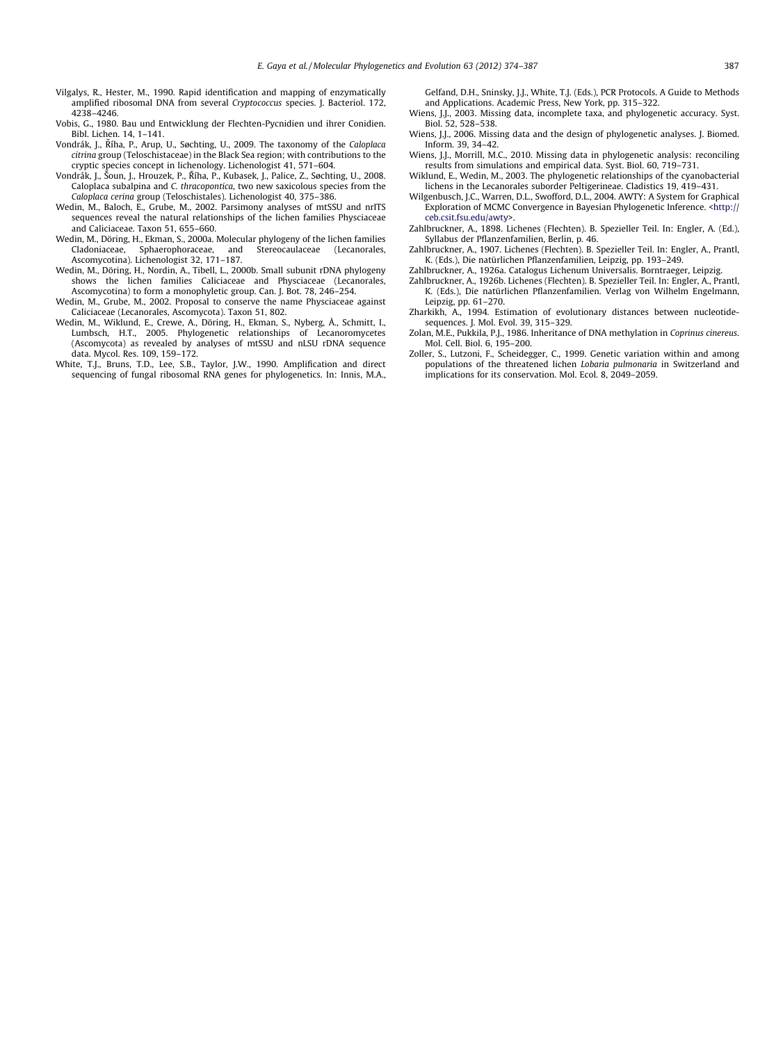Vilgalys, R., Hester, M., 1990. Rapid identification and mapping of enzymatically amplified ribosomal DNA from several *Cryptococcus* species. J. Bacteriol. 172, 4238–4246.

Vobis, G., 1980. Bau und Entwicklung der Flechten-Pycnidien und ihrer Conidien. Bibl. Lichen. 14, 1–141.

Vondrák, J., Říha, P., Arup, U., Søchting, U., 2009. The taxonomy of the *Caloplaca citrina* group (Teloschistaceae) in the Black Sea region; with contributions to the cryptic species concept in lichenology. Lichenologist 41, 571–604.

Vondrák, J., Šoun, J., Hrouzek, P., Říha, P., Kubasek, J., Palice, Z., Søchting, U., 2008. Caloplaca subalpina and *C. thracopontica*, two new saxicolous species from the *Caloplaca cerina* group (Teloschistales). Lichenologist 40, 375–386.

Wedin, M., Baloch, E., Grube, M., 2002. Parsimony analyses of mtSSU and nrITS sequences reveal the natural relationships of the lichen families Physciaceae and Caliciaceae. Taxon 51, 655–660.

Wedin, M., Döring, H., Ekman, S., 2000a. Molecular phylogeny of the lichen families Cladoniaceae, Sphaerophoraceae, and Stereocaulaceae (Lecanorales, Ascomycotina). Lichenologist 32, 171–187.

Wedin, M., Döring, H., Nordin, A., Tibell, L., 2000b. Small subunit rDNA phylogeny shows the lichen families Caliciaceae and Physciaceae (Lecanorales, Ascomycotina) to form a monophyletic group. Can. J. Bot. 78, 246–254.

Wedin, M., Grube, M., 2002. Proposal to conserve the name Physciaceae against Caliciaceae (Lecanorales, Ascomycota). Taxon 51, 802.

Wedin, M., Wiklund, E., Crewe, A., Döring, H., Ekman, S., Nyberg, Å., Schmitt, I., Lumbsch, H.T., 2005. Phylogenetic relationships of Lecanoromycetes (Ascomycota) as revealed by analyses of mtSSU and nLSU rDNA sequence data. Mycol. Res. 109, 159–172.

White, T.J., Bruns, T.D., Lee, S.B., Taylor, J.W., 1990. Amplification and direct sequencing of fungal ribosomal RNA genes for phylogenetics. In: Innis, M.A., Gelfand, D.H., Sninsky, J.J., White, T.J. (Eds.), PCR Protocols. A Guide to Methods and Applications. Academic Press, New York, pp. 315–322.

Wiens, J.J., 2003. Missing data, incomplete taxa, and phylogenetic accuracy. Syst. Biol. 52, 528–538.

Wiens, J.J., 2006. Missing data and the design of phylogenetic analyses. J. Biomed. Inform. 39, 34–42.

Wiens, J.J., Morrill, M.C., 2010. Missing data in phylogenetic analysis: reconciling results from simulations and empirical data. Syst. Biol. 60, 719–731.

Wiklund, E., Wedin, M., 2003. The phylogenetic relationships of the cyanobacterial lichens in the Lecanorales suborder Peltigerineae. Cladistics 19, 419–431.

Wilgenbusch, J.C., Warren, D.L., Swofford, D.L., 2004. AWTY: A System for Graphical Exploration of MCMC Convergence in Bayesian Phylogenetic Inference. <http://ceb.csit.fsu.edu/awty>.

Zahlbruckner, A., 1898. Lichenes (Flechten). B. Spezieller Teil. In: Engler, A. (Ed.), Syllabus der Pflanzenfamilien, Berlin, p. 46.

Zahlbruckner, A., 1907. Lichenes (Flechten). B. Spezieller Teil. In: Engler, A., Prantl, K. (Eds.), Die natürlichen Pflanzenfamilien, Leipzig, pp. 193–249.

Zahlbruckner, A., 1926a. Catalogus Lichenum Universalis. Borntraeger, Leipzig.

Zahlbruckner, A., 1926b. Lichenes (Flechten). B. Spezieller Teil. In: Engler, A., Prantl, K. (Eds.), Die natürlichen Pflanzenfamilien. Verlag von Wilhelm Engelmann, Leipzig, pp. 61–270.

Zharkikh, A., 1994. Estimation of evolutionary distances between nucleotide-sequences. J. Mol. Evol. 39, 315–329.

Zolan, M.E., Pukkila, P.J., 1986. Inheritance of DNA methylation in *Coprinus cinereus*. Mol. Cell. Biol. 6, 195–200.

Zoller, S., Lutzoni, F., Scheidegger, C., 1999. Genetic variation within and among populations of the threatened lichen *Lobaria pulmonaria* in Switzerland and implications for its conservation. Mol. Ecol. 8, 2049–2059.